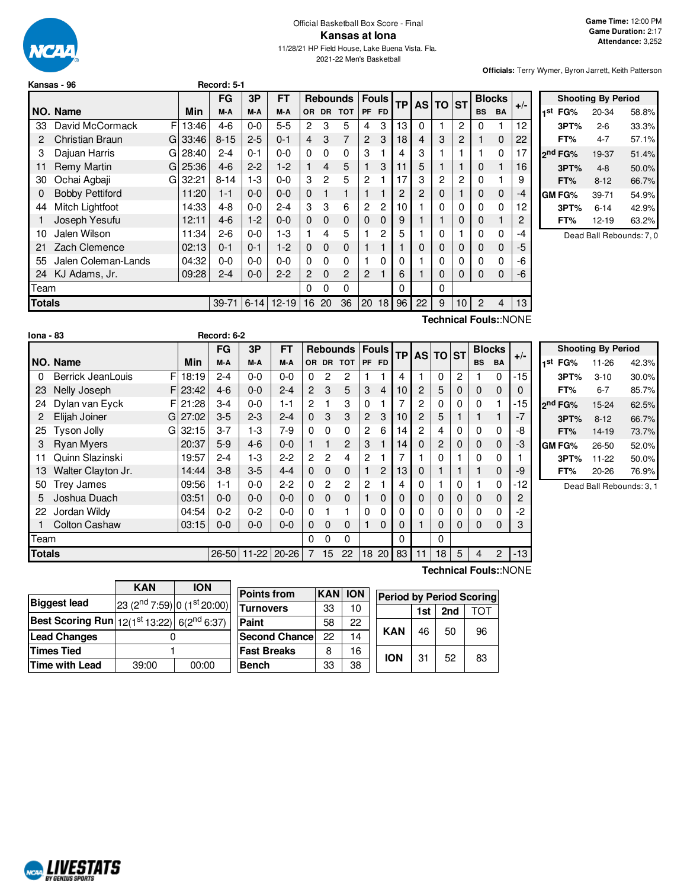Official Basketball Box Score - Final

# Kansas at Iona

11/28/21 HP Field House, Lake Buena Vista. Fla.
2021-22 Men's Basketball

**Game Time:** 12:00 PM
**Game Duration:** 2:17
**Attendance:** 3,252

**Officials:** Terry Wymer, Byron Jarrett, Keith Patterson

## Kansas - 96 Record: 5-1

| NO. | Name | | Min | FG M-A | 3P M-A | FT M-A | OR | DR | TOT | PF | FD | TP | AS | TO | ST | BS | BA | +/- |
|---|---|---|---|---|---|---|---|---|---|---|---|---|---|---|---|---|---|---|
| 33 | David McCormack | F | 13:46 | 4-6 | 0-0 | 5-5 | 2 | 3 | 5 | 4 | 3 | 13 | 0 | 1 | 2 | 0 | 1 | 12 |
| 2 | Christian Braun | G | 33:46 | 8-15 | 2-5 | 0-1 | 4 | 3 | 7 | 2 | 3 | 18 | 4 | 3 | 2 | 1 | 0 | 22 |
| 3 | Dajuan Harris | G | 28:40 | 2-4 | 0-1 | 0-0 | 0 | 0 | 0 | 3 | 1 | 4 | 3 | 1 | 1 | 1 | 0 | 17 |
| 11 | Remy Martin | G | 25:36 | 4-6 | 2-2 | 1-2 | 1 | 4 | 5 | 1 | 3 | 11 | 5 | 1 | 1 | 0 | 1 | 16 |
| 30 | Ochai Agbaji | G | 32:21 | 8-14 | 1-3 | 0-0 | 3 | 2 | 5 | 2 | 1 | 17 | 3 | 2 | 2 | 0 | 1 | 9 |
| 0 | Bobby Pettiford | | 11:20 | 1-1 | 0-0 | 0-0 | 0 | 1 | 1 | 1 | 1 | 2 | 2 | 0 | 1 | 0 | 0 | -4 |
| 44 | Mitch Lightfoot | | 14:33 | 4-8 | 0-0 | 2-4 | 3 | 3 | 6 | 2 | 2 | 10 | 1 | 0 | 0 | 0 | 0 | 12 |
| 1 | Joseph Yesufu | | 12:11 | 4-6 | 1-2 | 0-0 | 0 | 0 | 0 | 0 | 0 | 9 | 1 | 1 | 0 | 0 | 1 | 2 |
| 10 | Jalen Wilson | | 11:34 | 2-6 | 0-0 | 1-3 | 1 | 4 | 5 | 1 | 2 | 5 | 1 | 0 | 1 | 0 | 0 | -4 |
| 21 | Zach Clemence | | 02:13 | 0-1 | 0-1 | 1-2 | 0 | 0 | 0 | 1 | 1 | 1 | 0 | 0 | 0 | 0 | 0 | -5 |
| 55 | Jalen Coleman-Lands | | 04:32 | 0-0 | 0-0 | 0-0 | 0 | 0 | 0 | 1 | 0 | 0 | 1 | 0 | 0 | 0 | 0 | -6 |
| 24 | KJ Adams, Jr. | | 09:28 | 2-4 | 0-0 | 2-2 | 2 | 0 | 2 | 2 | 1 | 6 | 1 | 0 | 0 | 0 | 0 | -6 |
| | Team | | | | | | 0 | 0 | 0 | | | 0 | | 0 | | | | |
| | **Totals** | | | 39-71 | 6-14 | 12-19 | 16 | 20 | 36 | 20 | 18 | 96 | 22 | 9 | 10 | 2 | 4 | 13 |

**Technical Fouls::**NONE

| Shooting By Period | | |
|---|---|---|
| 1st FG% | 20-34 | 58.8% |
| 3PT% | 2-6 | 33.3% |
| FT% | 4-7 | 57.1% |
| 2nd FG% | 19-37 | 51.4% |
| 3PT% | 4-8 | 50.0% |
| FT% | 8-12 | 66.7% |
| GM FG% | 39-71 | 54.9% |
| 3PT% | 6-14 | 42.9% |
| FT% | 12-19 | 63.2% |

Dead Ball Rebounds: 7, 0

## Iona - 83 Record: 6-2

| NO. | Name | | Min | FG M-A | 3P M-A | FT M-A | OR | DR | TOT | PF | FD | TP | AS | TO | ST | BS | BA | +/- |
|---|---|---|---|---|---|---|---|---|---|---|---|---|---|---|---|---|---|---|
| 0 | Berrick JeanLouis | F | 18:19 | 2-4 | 0-0 | 0-0 | 0 | 2 | 2 | 1 | 1 | 4 | 1 | 0 | 2 | 1 | 0 | -15 |
| 23 | Nelly Joseph | F | 23:42 | 4-6 | 0-0 | 2-4 | 2 | 3 | 5 | 3 | 4 | 10 | 2 | 5 | 0 | 0 | 0 | 0 |
| 24 | Dylan van Eyck | F | 21:28 | 3-4 | 0-0 | 1-1 | 2 | 1 | 3 | 0 | 1 | 7 | 2 | 0 | 0 | 0 | 1 | -15 |
| 2 | Elijah Joiner | G | 27:02 | 3-5 | 2-3 | 2-4 | 0 | 3 | 3 | 2 | 3 | 10 | 2 | 5 | 1 | 1 | 1 | -7 |
| 25 | Tyson Jolly | G | 32:15 | 3-7 | 1-3 | 7-9 | 0 | 0 | 0 | 2 | 6 | 14 | 2 | 4 | 0 | 0 | 0 | -8 |
| 3 | Ryan Myers | | 20:37 | 5-9 | 4-6 | 0-0 | 1 | 1 | 2 | 3 | 1 | 14 | 0 | 2 | 0 | 0 | 0 | -3 |
| 11 | Quinn Slazinski | | 19:57 | 2-4 | 1-3 | 2-2 | 2 | 2 | 4 | 2 | 1 | 7 | 1 | 0 | 1 | 0 | 0 | 1 |
| 13 | Walter Clayton Jr. | | 14:44 | 3-8 | 3-5 | 4-4 | 0 | 0 | 0 | 1 | 2 | 13 | 0 | 1 | 1 | 1 | 0 | -9 |
| 50 | Trey James | | 09:56 | 1-1 | 0-0 | 2-2 | 0 | 2 | 2 | 2 | 1 | 4 | 0 | 1 | 0 | 1 | 0 | -12 |
| 5 | Joshua Duach | | 03:51 | 0-0 | 0-0 | 0-0 | 0 | 0 | 0 | 1 | 0 | 0 | 0 | 0 | 0 | 0 | 0 | 2 |
| 22 | Jordan Wildy | | 04:54 | 0-2 | 0-2 | 0-0 | 0 | 1 | 1 | 0 | 0 | 0 | 0 | 0 | 0 | 0 | 0 | -2 |
| 1 | Colton Cashaw | | 03:15 | 0-0 | 0-0 | 0-0 | 0 | 0 | 0 | 1 | 0 | 0 | 1 | 0 | 0 | 0 | 0 | 3 |
| | Team | | | | | | 0 | 0 | 0 | | | 0 | | 0 | | | | |
| | **Totals** | | | 26-50 | 11-22 | 20-26 | 7 | 15 | 22 | 18 | 20 | 83 | 11 | 18 | 5 | 4 | 2 | -13 |

**Technical Fouls::**NONE

| Shooting By Period | | |
|---|---|---|
| 1st FG% | 11-26 | 42.3% |
| 3PT% | 3-10 | 30.0% |
| FT% | 6-7 | 85.7% |
| 2nd FG% | 15-24 | 62.5% |
| 3PT% | 8-12 | 66.7% |
| FT% | 14-19 | 73.7% |
| GM FG% | 26-50 | 52.0% |
| 3PT% | 11-22 | 50.0% |
| FT% | 20-26 | 76.9% |

Dead Ball Rebounds: 3, 1

| | KAN | ION |
|---|---|---|
| Biggest lead | 23 (2nd 7:59) | 0 (1st 20:00) |
| Best Scoring Run | 12(1st 13:22) | 6(2nd 6:37) |
| Lead Changes | 0 | |
| Times Tied | 1 | |
| Time with Lead | 39:00 | 00:00 |

| Points from | KAN | ION |
|---|---|---|
| Turnovers | 33 | 10 |
| Paint | 58 | 22 |
| Second Chance | 22 | 14 |
| Fast Breaks | 8 | 16 |
| Bench | 33 | 38 |

| Period by Period Scoring | 1st | 2nd | TOT |
|---|---|---|---|
| KAN | 46 | 50 | 96 |
| ION | 31 | 52 | 83 |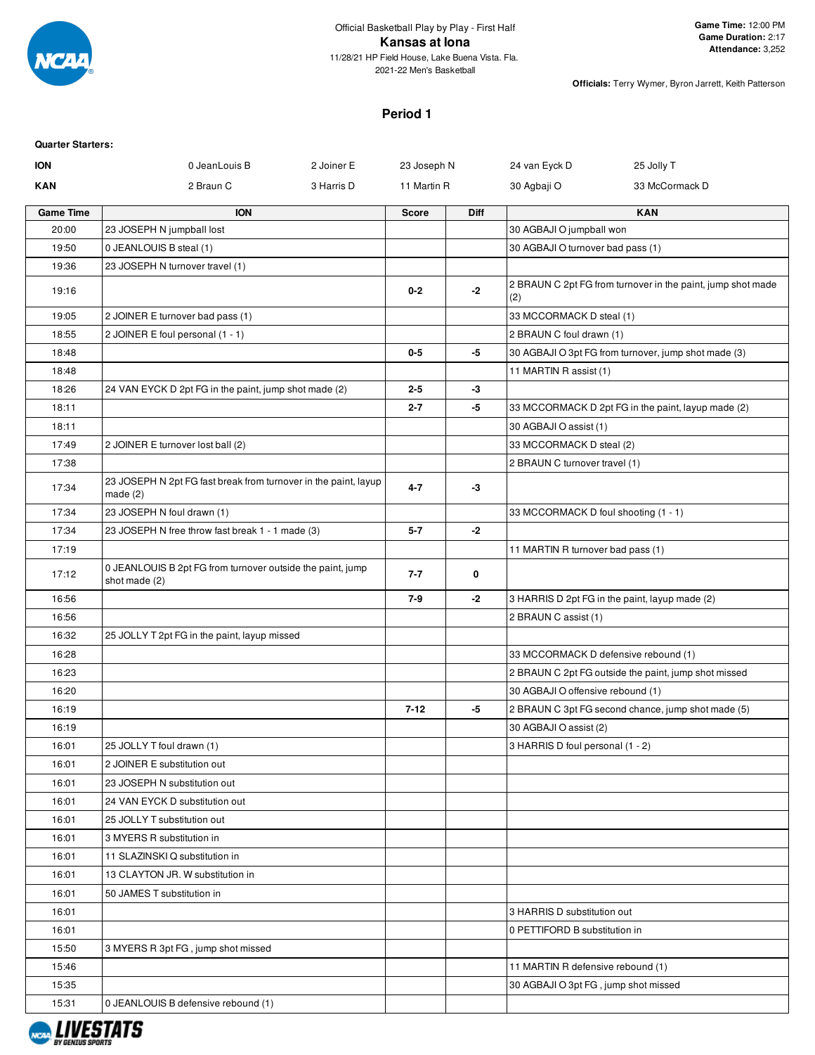Official Basketball Play by Play - First Half

# Kansas at Iona

11/28/21 HP Field House, Lake Buena Vista. Fla.
2021-22 Men's Basketball

**Game Time:** 12:00 PM
**Game Duration:** 2:17
**Attendance:** 3,252

**Officials:** Terry Wymer, Byron Jarrett, Keith Patterson

## Period 1

**Quarter Starters:**

| | | | | | |
|---|---|---|---|---|---|
| **ION** | 0 JeanLouis B | 2 Joiner E | 23 Joseph N | 24 van Eyck D | 25 Jolly T |
| **KAN** | 2 Braun C | 3 Harris D | 11 Martin R | 30 Agbaji O | 33 McCormack D |

| Game Time | ION | Score | Diff | KAN |
|---|---|---|---|---|
| 20:00 | 23 JOSEPH N jumpball lost | | | 30 AGBAJI O jumpball won |
| 19:50 | 0 JEANLOUIS B steal (1) | | | 30 AGBAJI O turnover bad pass (1) |
| 19:36 | 23 JOSEPH N turnover travel (1) | | | |
| 19:16 | | 0-2 | -2 | 2 BRAUN C 2pt FG from turnover in the paint, jump shot made (2) |
| 19:05 | 2 JOINER E turnover bad pass (1) | | | 33 MCCORMACK D steal (1) |
| 18:55 | 2 JOINER E foul personal (1 - 1) | | | 2 BRAUN C foul drawn (1) |
| 18:48 | | 0-5 | -5 | 30 AGBAJI O 3pt FG from turnover, jump shot made (3) |
| 18:48 | | | | 11 MARTIN R assist (1) |
| 18:26 | 24 VAN EYCK D 2pt FG in the paint, jump shot made (2) | 2-5 | -3 | |
| 18:11 | | 2-7 | -5 | 33 MCCORMACK D 2pt FG in the paint, layup made (2) |
| 18:11 | | | | 30 AGBAJI O assist (1) |
| 17:49 | 2 JOINER E turnover lost ball (2) | | | 33 MCCORMACK D steal (2) |
| 17:38 | | | | 2 BRAUN C turnover travel (1) |
| 17:34 | 23 JOSEPH N 2pt FG fast break from turnover in the paint, layup made (2) | 4-7 | -3 | |
| 17:34 | 23 JOSEPH N foul drawn (1) | | | 33 MCCORMACK D foul shooting (1 - 1) |
| 17:34 | 23 JOSEPH N free throw fast break 1 - 1 made (3) | 5-7 | -2 | |
| 17:19 | | | | 11 MARTIN R turnover bad pass (1) |
| 17:12 | 0 JEANLOUIS B 2pt FG from turnover outside the paint, jump shot made (2) | 7-7 | 0 | |
| 16:56 | | 7-9 | -2 | 3 HARRIS D 2pt FG in the paint, layup made (2) |
| 16:56 | | | | 2 BRAUN C assist (1) |
| 16:32 | 25 JOLLY T 2pt FG in the paint, layup missed | | | |
| 16:28 | | | | 33 MCCORMACK D defensive rebound (1) |
| 16:23 | | | | 2 BRAUN C 2pt FG outside the paint, jump shot missed |
| 16:20 | | | | 30 AGBAJI O offensive rebound (1) |
| 16:19 | | 7-12 | -5 | 2 BRAUN C 3pt FG second chance, jump shot made (5) |
| 16:19 | | | | 30 AGBAJI O assist (2) |
| 16:01 | 25 JOLLY T foul drawn (1) | | | 3 HARRIS D foul personal (1 - 2) |
| 16:01 | 2 JOINER E substitution out | | | |
| 16:01 | 23 JOSEPH N substitution out | | | |
| 16:01 | 24 VAN EYCK D substitution out | | | |
| 16:01 | 25 JOLLY T substitution out | | | |
| 16:01 | 3 MYERS R substitution in | | | |
| 16:01 | 11 SLAZINSKI Q substitution in | | | |
| 16:01 | 13 CLAYTON JR. W substitution in | | | |
| 16:01 | 50 JAMES T substitution in | | | |
| 16:01 | | | | 3 HARRIS D substitution out |
| 16:01 | | | | 0 PETTIFORD B substitution in |
| 15:50 | 3 MYERS R 3pt FG , jump shot missed | | | |
| 15:46 | | | | 11 MARTIN R defensive rebound (1) |
| 15:35 | | | | 30 AGBAJI O 3pt FG , jump shot missed |
| 15:31 | 0 JEANLOUIS B defensive rebound (1) | | | |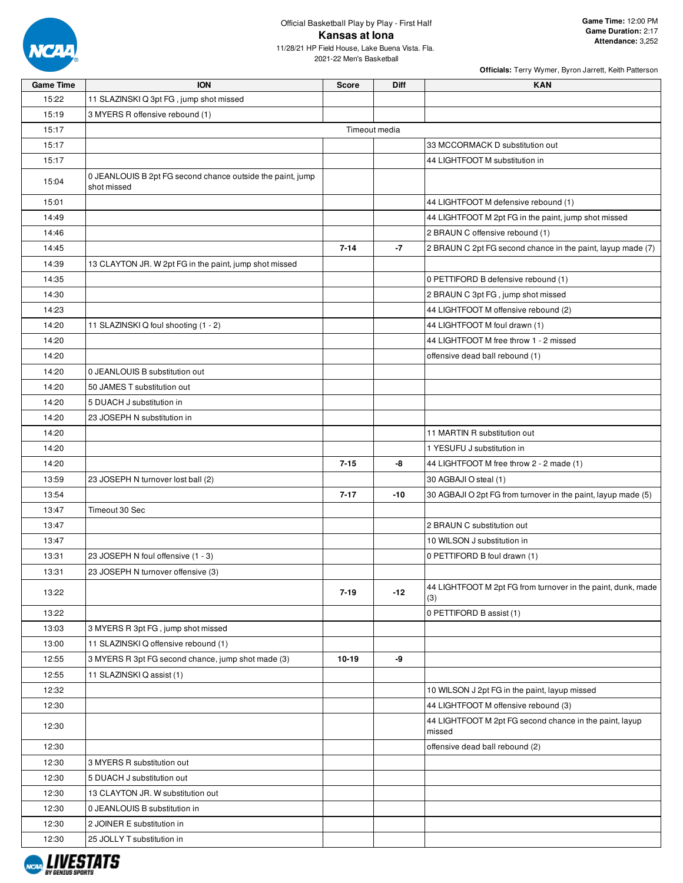Official Basketball Play by Play - First Half

# Kansas at Iona

11/28/21 HP Field House, Lake Buena Vista. Fla.
2021-22 Men's Basketball

**Game Time:** 12:00 PM
**Game Duration:** 2:17
**Attendance:** 3,252

**Officials:** Terry Wymer, Byron Jarrett, Keith Patterson

| Game Time | ION | Score | Diff | KAN |
|---|---|---|---|---|
| 15:22 | 11 SLAZINSKI Q 3pt FG , jump shot missed | | | |
| 15:19 | 3 MYERS R offensive rebound (1) | | | |
| 15:17 | Timeout media | | | |
| 15:17 | | | | 33 MCCORMACK D substitution out |
| 15:17 | | | | 44 LIGHTFOOT M substitution in |
| 15:04 | 0 JEANLOUIS B 2pt FG second chance outside the paint, jump shot missed | | | |
| 15:01 | | | | 44 LIGHTFOOT M defensive rebound (1) |
| 14:49 | | | | 44 LIGHTFOOT M 2pt FG in the paint, jump shot missed |
| 14:46 | | | | 2 BRAUN C offensive rebound (1) |
| 14:45 | | 7-14 | -7 | 2 BRAUN C 2pt FG second chance in the paint, layup made (7) |
| 14:39 | 13 CLAYTON JR. W 2pt FG in the paint, jump shot missed | | | |
| 14:35 | | | | 0 PETTIFORD B defensive rebound (1) |
| 14:30 | | | | 2 BRAUN C 3pt FG , jump shot missed |
| 14:23 | | | | 44 LIGHTFOOT M offensive rebound (2) |
| 14:20 | 11 SLAZINSKI Q foul shooting (1 - 2) | | | 44 LIGHTFOOT M foul drawn (1) |
| 14:20 | | | | 44 LIGHTFOOT M free throw 1 - 2 missed |
| 14:20 | | | | offensive dead ball rebound (1) |
| 14:20 | 0 JEANLOUIS B substitution out | | | |
| 14:20 | 50 JAMES T substitution out | | | |
| 14:20 | 5 DUACH J substitution in | | | |
| 14:20 | 23 JOSEPH N substitution in | | | |
| 14:20 | | | | 11 MARTIN R substitution out |
| 14:20 | | | | 1 YESUFU J substitution in |
| 14:20 | | 7-15 | -8 | 44 LIGHTFOOT M free throw 2 - 2 made (1) |
| 13:59 | 23 JOSEPH N turnover lost ball (2) | | | 30 AGBAJI O steal (1) |
| 13:54 | | 7-17 | -10 | 30 AGBAJI O 2pt FG from turnover in the paint, layup made (5) |
| 13:47 | Timeout 30 Sec | | | |
| 13:47 | | | | 2 BRAUN C substitution out |
| 13:47 | | | | 10 WILSON J substitution in |
| 13:31 | 23 JOSEPH N foul offensive (1 - 3) | | | 0 PETTIFORD B foul drawn (1) |
| 13:31 | 23 JOSEPH N turnover offensive (3) | | | |
| 13:22 | | 7-19 | -12 | 44 LIGHTFOOT M 2pt FG from turnover in the paint, dunk, made (3) |
| 13:22 | | | | 0 PETTIFORD B assist (1) |
| 13:03 | 3 MYERS R 3pt FG , jump shot missed | | | |
| 13:00 | 11 SLAZINSKI Q offensive rebound (1) | | | |
| 12:55 | 3 MYERS R 3pt FG second chance, jump shot made (3) | 10-19 | -9 | |
| 12:55 | 11 SLAZINSKI Q assist (1) | | | |
| 12:32 | | | | 10 WILSON J 2pt FG in the paint, layup missed |
| 12:30 | | | | 44 LIGHTFOOT M offensive rebound (3) |
| 12:30 | | | | 44 LIGHTFOOT M 2pt FG second chance in the paint, layup missed |
| 12:30 | | | | offensive dead ball rebound (2) |
| 12:30 | 3 MYERS R substitution out | | | |
| 12:30 | 5 DUACH J substitution out | | | |
| 12:30 | 13 CLAYTON JR. W substitution out | | | |
| 12:30 | 0 JEANLOUIS B substitution in | | | |
| 12:30 | 2 JOINER E substitution in | | | |
| 12:30 | 25 JOLLY T substitution in | | | |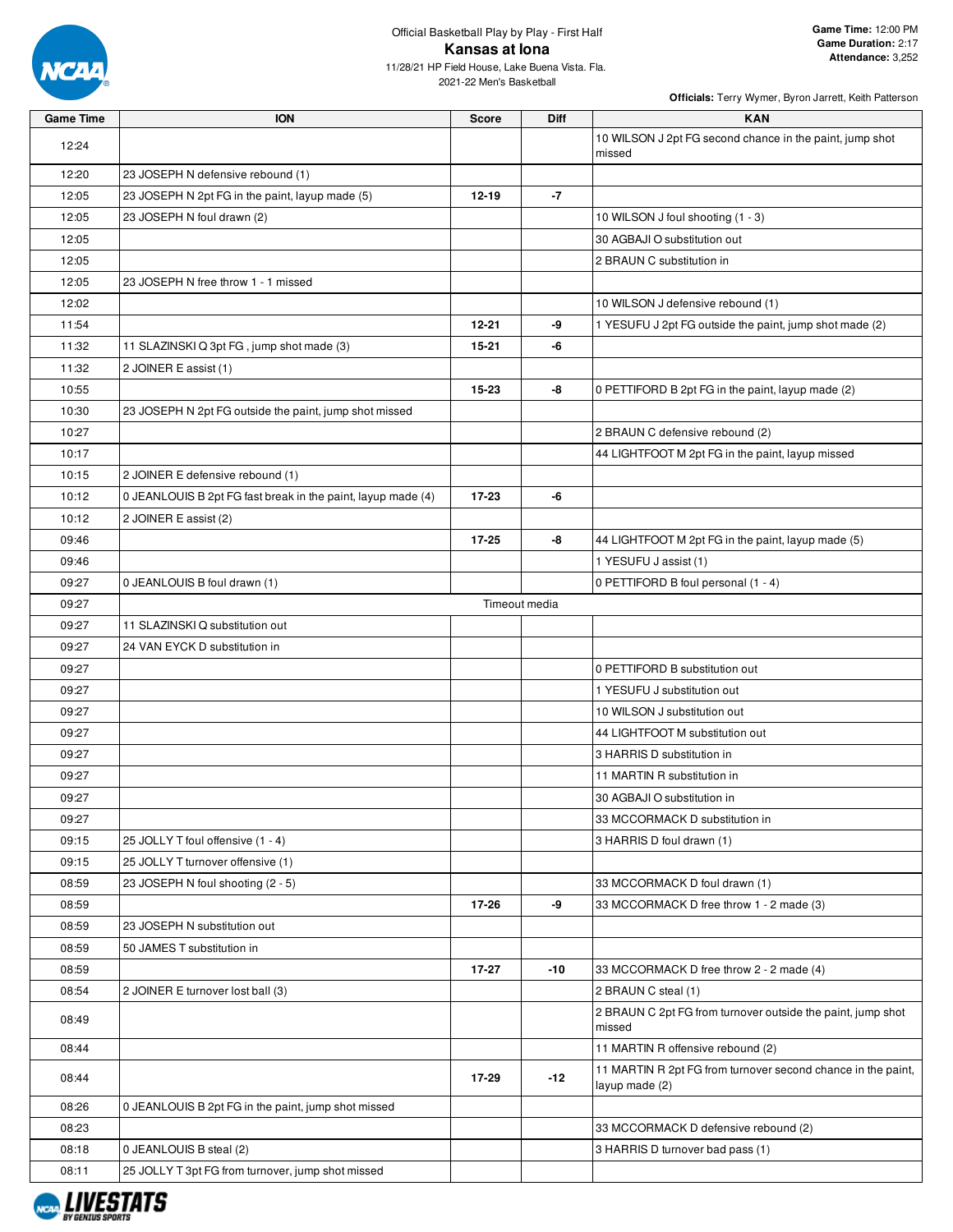Official Basketball Play by Play - First Half

# Kansas at Iona

11/28/21 HP Field House, Lake Buena Vista. Fla.
2021-22 Men's Basketball

**Game Time:** 12:00 PM
**Game Duration:** 2:17
**Attendance:** 3,252

**Officials:** Terry Wymer, Byron Jarrett, Keith Patterson

| Game Time | ION | Score | Diff | KAN |
|---|---|---|---|---|
| 12:24 | | | | 10 WILSON J 2pt FG second chance in the paint, jump shot missed |
| 12:20 | 23 JOSEPH N defensive rebound (1) | | | |
| 12:05 | 23 JOSEPH N 2pt FG in the paint, layup made (5) | 12-19 | -7 | |
| 12:05 | 23 JOSEPH N foul drawn (2) | | | 10 WILSON J foul shooting (1 - 3) |
| 12:05 | | | | 30 AGBAJI O substitution out |
| 12:05 | | | | 2 BRAUN C substitution in |
| 12:05 | 23 JOSEPH N free throw 1 - 1 missed | | | |
| 12:02 | | | | 10 WILSON J defensive rebound (1) |
| 11:54 | | 12-21 | -9 | 1 YESUFU J 2pt FG outside the paint, jump shot made (2) |
| 11:32 | 11 SLAZINSKI Q 3pt FG , jump shot made (3) | 15-21 | -6 | |
| 11:32 | 2 JOINER E assist (1) | | | |
| 10:55 | | 15-23 | -8 | 0 PETTIFORD B 2pt FG in the paint, layup made (2) |
| 10:30 | 23 JOSEPH N 2pt FG outside the paint, jump shot missed | | | |
| 10:27 | | | | 2 BRAUN C defensive rebound (2) |
| 10:17 | | | | 44 LIGHTFOOT M 2pt FG in the paint, layup missed |
| 10:15 | 2 JOINER E defensive rebound (1) | | | |
| 10:12 | 0 JEANLOUIS B 2pt FG fast break in the paint, layup made (4) | 17-23 | -6 | |
| 10:12 | 2 JOINER E assist (2) | | | |
| 09:46 | | 17-25 | -8 | 44 LIGHTFOOT M 2pt FG in the paint, layup made (5) |
| 09:46 | | | | 1 YESUFU J assist (1) |
| 09:27 | 0 JEANLOUIS B foul drawn (1) | | | 0 PETTIFORD B foul personal (1 - 4) |
| 09:27 | | Timeout media | | |
| 09:27 | 11 SLAZINSKI Q substitution out | | | |
| 09:27 | 24 VAN EYCK D substitution in | | | |
| 09:27 | | | | 0 PETTIFORD B substitution out |
| 09:27 | | | | 1 YESUFU J substitution out |
| 09:27 | | | | 10 WILSON J substitution out |
| 09:27 | | | | 44 LIGHTFOOT M substitution out |
| 09:27 | | | | 3 HARRIS D substitution in |
| 09:27 | | | | 11 MARTIN R substitution in |
| 09:27 | | | | 30 AGBAJI O substitution in |
| 09:27 | | | | 33 MCCORMACK D substitution in |
| 09:15 | 25 JOLLY T foul offensive (1 - 4) | | | 3 HARRIS D foul drawn (1) |
| 09:15 | 25 JOLLY T turnover offensive (1) | | | |
| 08:59 | 23 JOSEPH N foul shooting (2 - 5) | | | 33 MCCORMACK D foul drawn (1) |
| 08:59 | | 17-26 | -9 | 33 MCCORMACK D free throw 1 - 2 made (3) |
| 08:59 | 23 JOSEPH N substitution out | | | |
| 08:59 | 50 JAMES T substitution in | | | |
| 08:59 | | 17-27 | -10 | 33 MCCORMACK D free throw 2 - 2 made (4) |
| 08:54 | 2 JOINER E turnover lost ball (3) | | | 2 BRAUN C steal (1) |
| 08:49 | | | | 2 BRAUN C 2pt FG from turnover outside the paint, jump shot missed |
| 08:44 | | | | 11 MARTIN R offensive rebound (2) |
| 08:44 | | 17-29 | -12 | 11 MARTIN R 2pt FG from turnover second chance in the paint, layup made (2) |
| 08:26 | 0 JEANLOUIS B 2pt FG in the paint, jump shot missed | | | |
| 08:23 | | | | 33 MCCORMACK D defensive rebound (2) |
| 08:18 | 0 JEANLOUIS B steal (2) | | | 3 HARRIS D turnover bad pass (1) |
| 08:11 | 25 JOLLY T 3pt FG from turnover, jump shot missed | | | |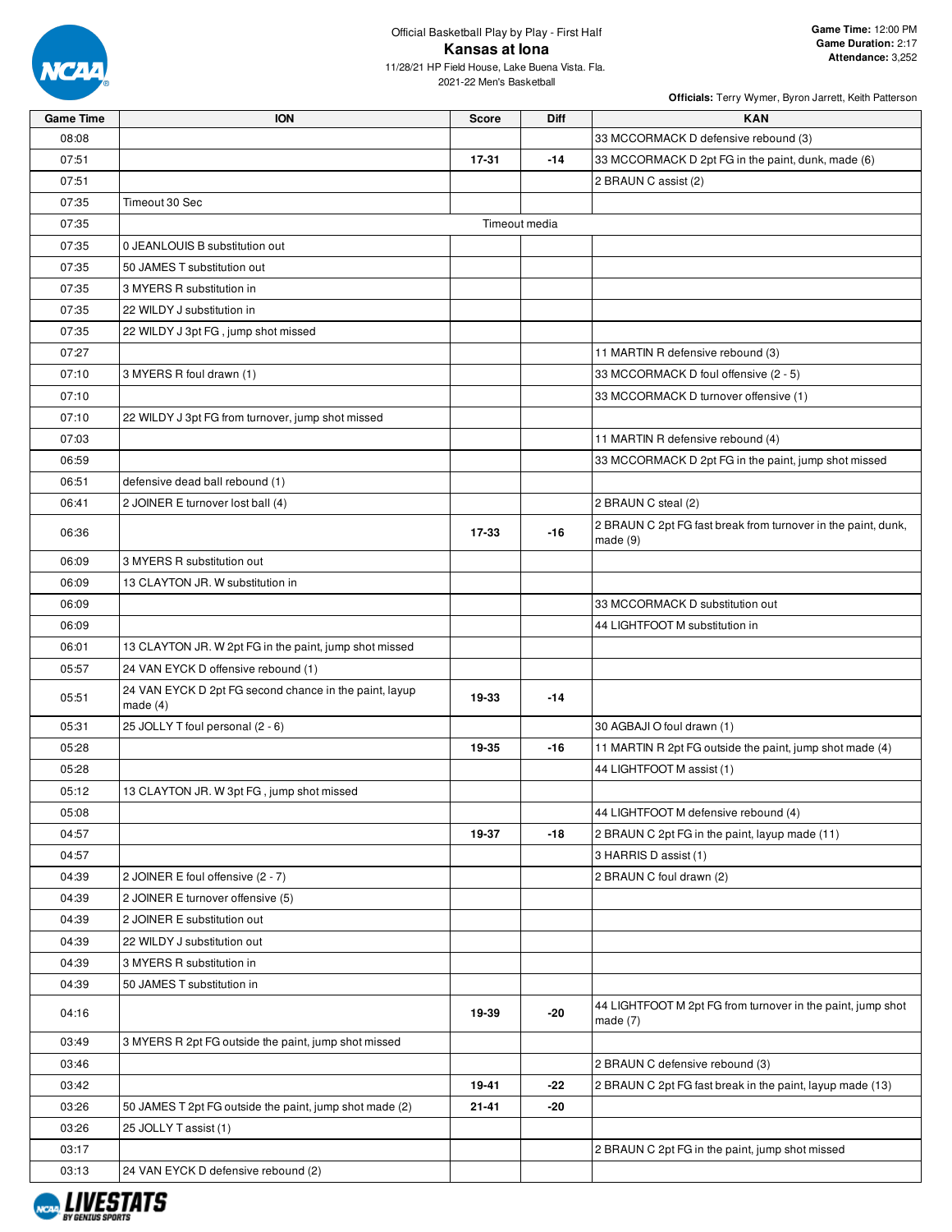Official Basketball Play by Play - First Half

# Kansas at Iona

11/28/21 HP Field House, Lake Buena Vista. Fla.
2021-22 Men's Basketball

**Game Time:** 12:00 PM
**Game Duration:** 2:17
**Attendance:** 3,252

**Officials:** Terry Wymer, Byron Jarrett, Keith Patterson

| Game Time | ION | Score | Diff | KAN |
|---|---|---|---|---|
| 08:08 | | | | 33 MCCORMACK D defensive rebound (3) |
| 07:51 | | 17-31 | -14 | 33 MCCORMACK D 2pt FG in the paint, dunk, made (6) |
| 07:51 | | | | 2 BRAUN C assist (2) |
| 07:35 | Timeout 30 Sec | | | |
| 07:35 | | Timeout media | | |
| 07:35 | 0 JEANLOUIS B substitution out | | | |
| 07:35 | 50 JAMES T substitution out | | | |
| 07:35 | 3 MYERS R substitution in | | | |
| 07:35 | 22 WILDY J substitution in | | | |
| 07:35 | 22 WILDY J 3pt FG , jump shot missed | | | |
| 07:27 | | | | 11 MARTIN R defensive rebound (3) |
| 07:10 | 3 MYERS R foul drawn (1) | | | 33 MCCORMACK D foul offensive (2 - 5) |
| 07:10 | | | | 33 MCCORMACK D turnover offensive (1) |
| 07:10 | 22 WILDY J 3pt FG from turnover, jump shot missed | | | |
| 07:03 | | | | 11 MARTIN R defensive rebound (4) |
| 06:59 | | | | 33 MCCORMACK D 2pt FG in the paint, jump shot missed |
| 06:51 | defensive dead ball rebound (1) | | | |
| 06:41 | 2 JOINER E turnover lost ball (4) | | | 2 BRAUN C steal (2) |
| 06:36 | | 17-33 | -16 | 2 BRAUN C 2pt FG fast break from turnover in the paint, dunk, made (9) |
| 06:09 | 3 MYERS R substitution out | | | |
| 06:09 | 13 CLAYTON JR. W substitution in | | | |
| 06:09 | | | | 33 MCCORMACK D substitution out |
| 06:09 | | | | 44 LIGHTFOOT M substitution in |
| 06:01 | 13 CLAYTON JR. W 2pt FG in the paint, jump shot missed | | | |
| 05:57 | 24 VAN EYCK D offensive rebound (1) | | | |
| 05:51 | 24 VAN EYCK D 2pt FG second chance in the paint, layup made (4) | 19-33 | -14 | |
| 05:31 | 25 JOLLY T foul personal (2 - 6) | | | 30 AGBAJI O foul drawn (1) |
| 05:28 | | 19-35 | -16 | 11 MARTIN R 2pt FG outside the paint, jump shot made (4) |
| 05:28 | | | | 44 LIGHTFOOT M assist (1) |
| 05:12 | 13 CLAYTON JR. W 3pt FG , jump shot missed | | | |
| 05:08 | | | | 44 LIGHTFOOT M defensive rebound (4) |
| 04:57 | | 19-37 | -18 | 2 BRAUN C 2pt FG in the paint, layup made (11) |
| 04:57 | | | | 3 HARRIS D assist (1) |
| 04:39 | 2 JOINER E foul offensive (2 - 7) | | | 2 BRAUN C foul drawn (2) |
| 04:39 | 2 JOINER E turnover offensive (5) | | | |
| 04:39 | 2 JOINER E substitution out | | | |
| 04:39 | 22 WILDY J substitution out | | | |
| 04:39 | 3 MYERS R substitution in | | | |
| 04:39 | 50 JAMES T substitution in | | | |
| 04:16 | | 19-39 | -20 | 44 LIGHTFOOT M 2pt FG from turnover in the paint, jump shot made (7) |
| 03:49 | 3 MYERS R 2pt FG outside the paint, jump shot missed | | | |
| 03:46 | | | | 2 BRAUN C defensive rebound (3) |
| 03:42 | | 19-41 | -22 | 2 BRAUN C 2pt FG fast break in the paint, layup made (13) |
| 03:26 | 50 JAMES T 2pt FG outside the paint, jump shot made (2) | 21-41 | -20 | |
| 03:26 | 25 JOLLY T assist (1) | | | |
| 03:17 | | | | 2 BRAUN C 2pt FG in the paint, jump shot missed |
| 03:13 | 24 VAN EYCK D defensive rebound (2) | | | |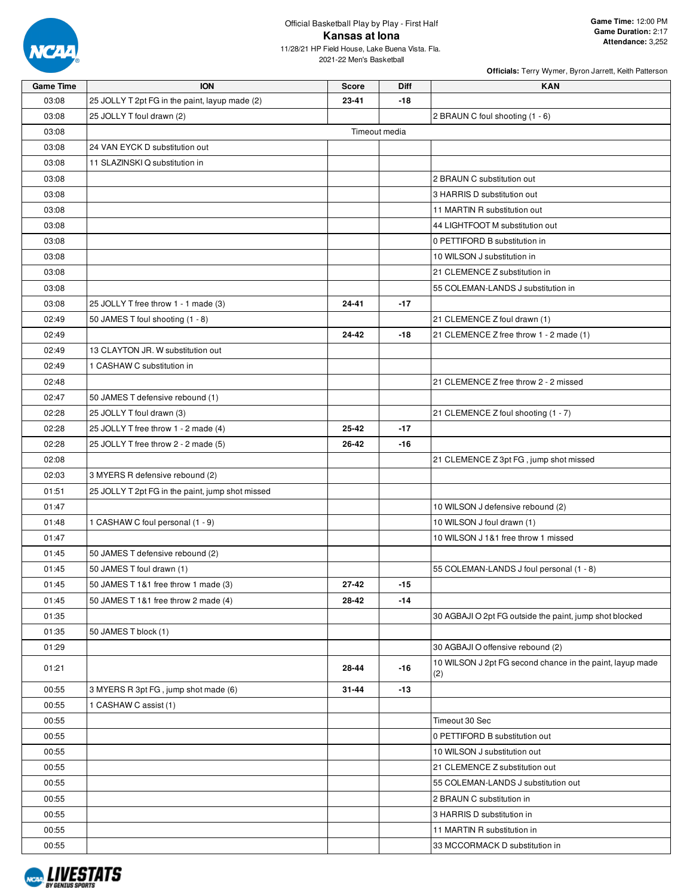Official Basketball Play by Play - First Half

# Kansas at Iona

11/28/21 HP Field House, Lake Buena Vista. Fla.
2021-22 Men's Basketball

**Game Time:** 12:00 PM
**Game Duration:** 2:17
**Attendance:** 3,252

**Officials:** Terry Wymer, Byron Jarrett, Keith Patterson

| Game Time | ION | Score | Diff | KAN |
|---|---|---|---|---|
| 03:08 | 25 JOLLY T 2pt FG in the paint, layup made (2) | 23-41 | -18 | |
| 03:08 | 25 JOLLY T foul drawn (2) | | | 2 BRAUN C foul shooting (1 - 6) |
| 03:08 | | Timeout media | | |
| 03:08 | 24 VAN EYCK D substitution out | | | |
| 03:08 | 11 SLAZINSKI Q substitution in | | | |
| 03:08 | | | | 2 BRAUN C substitution out |
| 03:08 | | | | 3 HARRIS D substitution out |
| 03:08 | | | | 11 MARTIN R substitution out |
| 03:08 | | | | 44 LIGHTFOOT M substitution out |
| 03:08 | | | | 0 PETTIFORD B substitution in |
| 03:08 | | | | 10 WILSON J substitution in |
| 03:08 | | | | 21 CLEMENCE Z substitution in |
| 03:08 | | | | 55 COLEMAN-LANDS J substitution in |
| 03:08 | 25 JOLLY T free throw 1 - 1 made (3) | 24-41 | -17 | |
| 02:49 | 50 JAMES T foul shooting (1 - 8) | | | 21 CLEMENCE Z foul drawn (1) |
| 02:49 | | 24-42 | -18 | 21 CLEMENCE Z free throw 1 - 2 made (1) |
| 02:49 | 13 CLAYTON JR. W substitution out | | | |
| 02:49 | 1 CASHAW C substitution in | | | |
| 02:48 | | | | 21 CLEMENCE Z free throw 2 - 2 missed |
| 02:47 | 50 JAMES T defensive rebound (1) | | | |
| 02:28 | 25 JOLLY T foul drawn (3) | | | 21 CLEMENCE Z foul shooting (1 - 7) |
| 02:28 | 25 JOLLY T free throw 1 - 2 made (4) | 25-42 | -17 | |
| 02:28 | 25 JOLLY T free throw 2 - 2 made (5) | 26-42 | -16 | |
| 02:08 | | | | 21 CLEMENCE Z 3pt FG , jump shot missed |
| 02:03 | 3 MYERS R defensive rebound (2) | | | |
| 01:51 | 25 JOLLY T 2pt FG in the paint, jump shot missed | | | |
| 01:47 | | | | 10 WILSON J defensive rebound (2) |
| 01:48 | 1 CASHAW C foul personal (1 - 9) | | | 10 WILSON J foul drawn (1) |
| 01:47 | | | | 10 WILSON J 1&1 free throw 1 missed |
| 01:45 | 50 JAMES T defensive rebound (2) | | | |
| 01:45 | 50 JAMES T foul drawn (1) | | | 55 COLEMAN-LANDS J foul personal (1 - 8) |
| 01:45 | 50 JAMES T 1&1 free throw 1 made (3) | 27-42 | -15 | |
| 01:45 | 50 JAMES T 1&1 free throw 2 made (4) | 28-42 | -14 | |
| 01:35 | | | | 30 AGBAJI O 2pt FG outside the paint, jump shot blocked |
| 01:35 | 50 JAMES T block (1) | | | |
| 01:29 | | | | 30 AGBAJI O offensive rebound (2) |
| 01:21 | | 28-44 | -16 | 10 WILSON J 2pt FG second chance in the paint, layup made (2) |
| 00:55 | 3 MYERS R 3pt FG , jump shot made (6) | 31-44 | -13 | |
| 00:55 | 1 CASHAW C assist (1) | | | |
| 00:55 | | | | Timeout 30 Sec |
| 00:55 | | | | 0 PETTIFORD B substitution out |
| 00:55 | | | | 10 WILSON J substitution out |
| 00:55 | | | | 21 CLEMENCE Z substitution out |
| 00:55 | | | | 55 COLEMAN-LANDS J substitution out |
| 00:55 | | | | 2 BRAUN C substitution in |
| 00:55 | | | | 3 HARRIS D substitution in |
| 00:55 | | | | 11 MARTIN R substitution in |
| 00:55 | | | | 33 MCCORMACK D substitution in |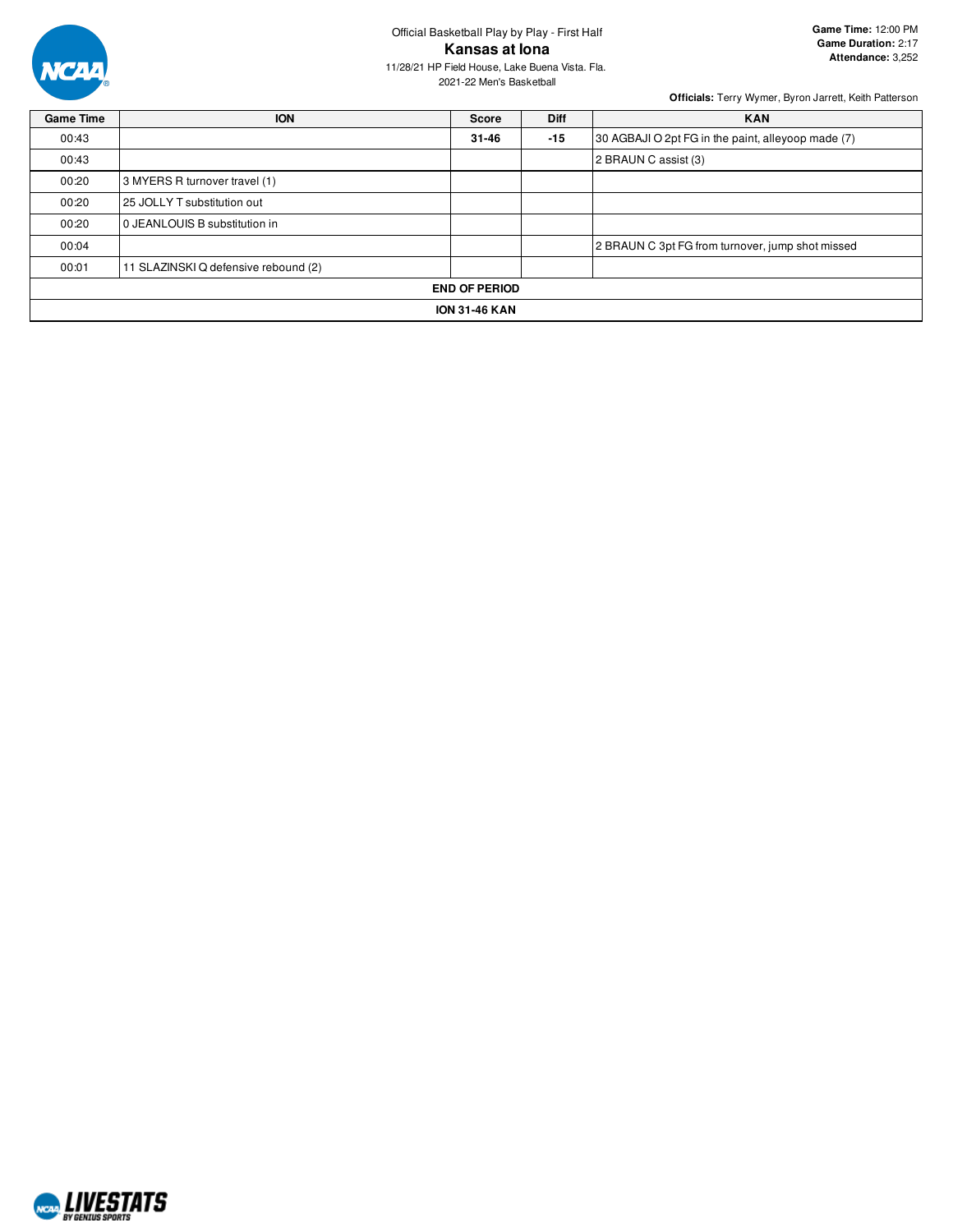Official Basketball Play by Play - First Half

# Kansas at Iona

11/28/21 HP Field House, Lake Buena Vista. Fla.
2021-22 Men's Basketball

**Game Time:** 12:00 PM
**Game Duration:** 2:17
**Attendance:** 3,252

**Officials:** Terry Wymer, Byron Jarrett, Keith Patterson

| Game Time | ION | Score | Diff | KAN |
|---|---|---|---|---|
| 00:43 | | **31-46** | **-15** | 30 AGBAJI O 2pt FG in the paint, alleyoop made (7) |
| 00:43 | | | | 2 BRAUN C assist (3) |
| 00:20 | 3 MYERS R turnover travel (1) | | | |
| 00:20 | 25 JOLLY T substitution out | | | |
| 00:20 | 0 JEANLOUIS B substitution in | | | |
| 00:04 | | | | 2 BRAUN C 3pt FG from turnover, jump shot missed |
| 00:01 | 11 SLAZINSKI Q defensive rebound (2) | | | |
| **END OF PERIOD** | | | | |
| **ION 31-46 KAN** | | | | |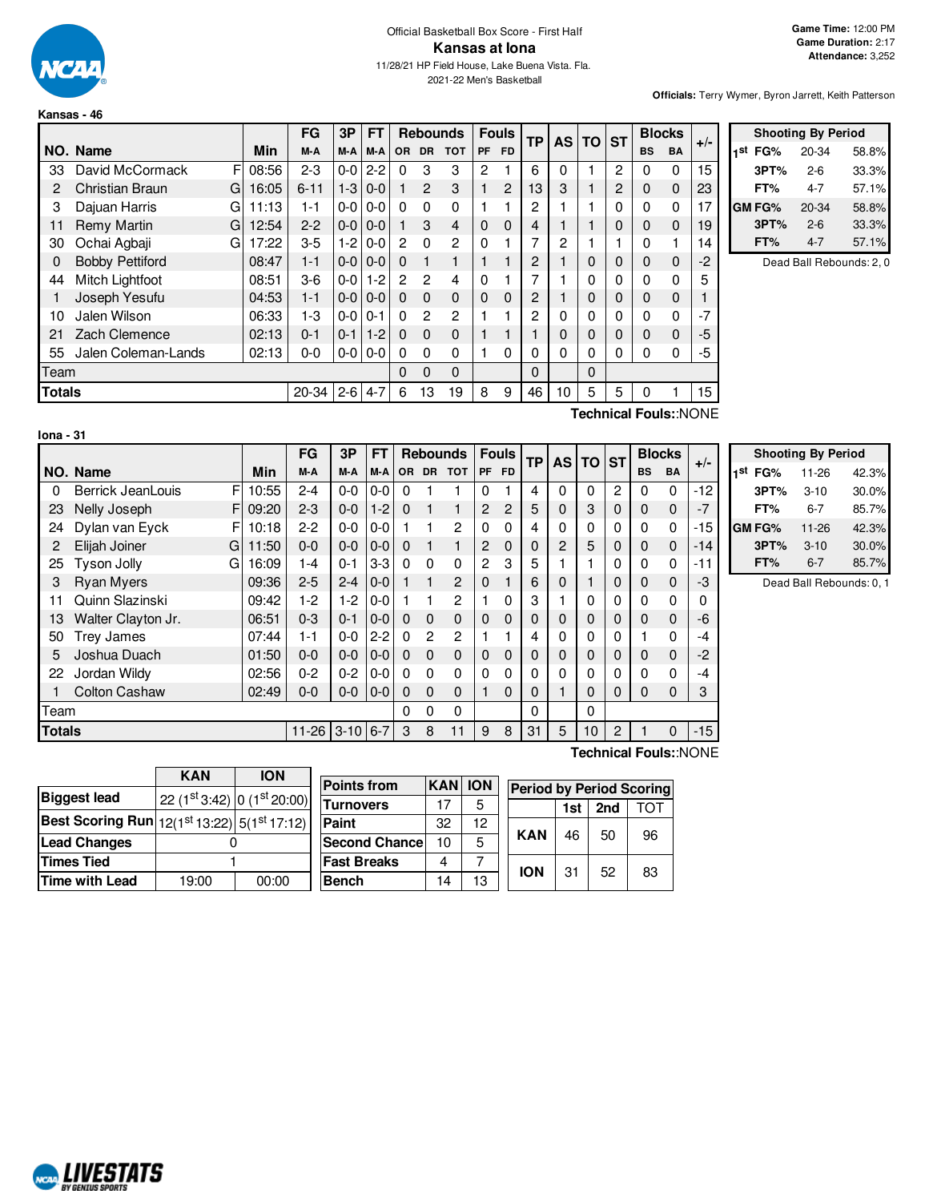Official Basketball Box Score - First Half

# Kansas at Iona

11/28/21 HP Field House, Lake Buena Vista. Fla.
2021-22 Men's Basketball

**Game Time:** 12:00 PM
**Game Duration:** 2:17
**Attendance:** 3,252

**Officials:** Terry Wymer, Byron Jarrett, Keith Patterson

## Kansas - 46

| NO. | Name | | Min | FG M-A | 3P M-A | FT M-A | OR | DR | TOT | PF | FD | TP | AS | TO | ST | BS | BA | +/- |
|---|---|---|---|---|---|---|---|---|---|---|---|---|---|---|---|---|---|---|
| 33 | David McCormack | F | 08:56 | 2-3 | 0-0 | 2-2 | 0 | 3 | 3 | 2 | 1 | 6 | 0 | 1 | 2 | 0 | 0 | 15 |
| 2 | Christian Braun | G | 16:05 | 6-11 | 1-3 | 0-0 | 1 | 2 | 3 | 1 | 2 | 13 | 3 | 1 | 2 | 0 | 0 | 23 |
| 3 | Dajuan Harris | G | 11:13 | 1-1 | 0-0 | 0-0 | 0 | 0 | 0 | 1 | 1 | 2 | 1 | 1 | 0 | 0 | 0 | 17 |
| 11 | Remy Martin | G | 12:54 | 2-2 | 0-0 | 0-0 | 1 | 3 | 4 | 0 | 0 | 4 | 1 | 1 | 0 | 0 | 0 | 19 |
| 30 | Ochai Agbaji | G | 17:22 | 3-5 | 1-2 | 0-0 | 2 | 0 | 2 | 0 | 1 | 7 | 2 | 1 | 1 | 0 | 1 | 14 |
| 0 | Bobby Pettiford | | 08:47 | 1-1 | 0-0 | 0-0 | 0 | 1 | 1 | 1 | 1 | 2 | 1 | 0 | 0 | 0 | 0 | -2 |
| 44 | Mitch Lightfoot | | 08:51 | 3-6 | 0-0 | 1-2 | 2 | 2 | 4 | 0 | 1 | 7 | 1 | 0 | 0 | 0 | 0 | 5 |
| 1 | Joseph Yesufu | | 04:53 | 1-1 | 0-0 | 0-0 | 0 | 0 | 0 | 0 | 0 | 2 | 1 | 0 | 0 | 0 | 0 | 1 |
| 10 | Jalen Wilson | | 06:33 | 1-3 | 0-0 | 0-1 | 0 | 2 | 2 | 1 | 1 | 2 | 0 | 0 | 0 | 0 | 0 | -7 |
| 21 | Zach Clemence | | 02:13 | 0-1 | 0-1 | 1-2 | 0 | 0 | 0 | 1 | 1 | 1 | 0 | 0 | 0 | 0 | 0 | -5 |
| 55 | Jalen Coleman-Lands | | 02:13 | 0-0 | 0-0 | 0-0 | 0 | 0 | 0 | 1 | 0 | 0 | 0 | 0 | 0 | 0 | 0 | -5 |
| | Team | | | | | | 0 | 0 | 0 | | | 0 | | 0 | | | | |
| | **Totals** | | | 20-34 | 2-6 | 4-7 | 6 | 13 | 19 | 8 | 9 | 46 | 10 | 5 | 5 | 0 | 1 | 15 |

**Technical Fouls:**:NONE

| Shooting By Period | | | |
|---|---|---|---|
| 1st | FG% | 20-34 | 58.8% |
| | 3PT% | 2-6 | 33.3% |
| | FT% | 4-7 | 57.1% |
| GM | FG% | 20-34 | 58.8% |
| | 3PT% | 2-6 | 33.3% |
| | FT% | 4-7 | 57.1% |

Dead Ball Rebounds: 2, 0

## Iona - 31

| NO. | Name | | Min | FG M-A | 3P M-A | FT M-A | OR | DR | TOT | PF | FD | TP | AS | TO | ST | BS | BA | +/- |
|---|---|---|---|---|---|---|---|---|---|---|---|---|---|---|---|---|---|---|
| 0 | Berrick JeanLouis | F | 10:55 | 2-4 | 0-0 | 0-0 | 0 | 1 | 1 | 0 | 1 | 4 | 0 | 0 | 2 | 0 | 0 | -12 |
| 23 | Nelly Joseph | F | 09:20 | 2-3 | 0-0 | 1-2 | 0 | 1 | 1 | 2 | 2 | 5 | 0 | 3 | 0 | 0 | 0 | -7 |
| 24 | Dylan van Eyck | F | 10:18 | 2-2 | 0-0 | 0-0 | 1 | 1 | 2 | 0 | 0 | 4 | 0 | 0 | 0 | 0 | 0 | -15 |
| 2 | Elijah Joiner | G | 11:50 | 0-0 | 0-0 | 0-0 | 0 | 1 | 1 | 2 | 0 | 0 | 2 | 5 | 0 | 0 | 0 | -14 |
| 25 | Tyson Jolly | G | 16:09 | 1-4 | 0-1 | 3-3 | 0 | 0 | 0 | 2 | 3 | 5 | 1 | 1 | 0 | 0 | 0 | -11 |
| 3 | Ryan Myers | | 09:36 | 2-5 | 2-4 | 0-0 | 1 | 1 | 2 | 0 | 1 | 6 | 0 | 1 | 0 | 0 | 0 | -3 |
| 11 | Quinn Slazinski | | 09:42 | 1-2 | 1-2 | 0-0 | 1 | 1 | 2 | 1 | 0 | 3 | 1 | 0 | 0 | 0 | 0 | 0 |
| 13 | Walter Clayton Jr. | | 06:51 | 0-3 | 0-1 | 0-0 | 0 | 0 | 0 | 0 | 0 | 0 | 0 | 0 | 0 | 0 | 0 | -6 |
| 50 | Trey James | | 07:44 | 1-1 | 0-0 | 2-2 | 0 | 2 | 2 | 1 | 1 | 4 | 0 | 0 | 0 | 1 | 0 | -4 |
| 5 | Joshua Duach | | 01:50 | 0-0 | 0-0 | 0-0 | 0 | 0 | 0 | 0 | 0 | 0 | 0 | 0 | 0 | 0 | 0 | -2 |
| 22 | Jordan Wildy | | 02:56 | 0-2 | 0-2 | 0-0 | 0 | 0 | 0 | 0 | 0 | 0 | 0 | 0 | 0 | 0 | 0 | -4 |
| 1 | Colton Cashaw | | 02:49 | 0-0 | 0-0 | 0-0 | 0 | 0 | 0 | 1 | 0 | 0 | 1 | 0 | 0 | 0 | 0 | 3 |
| | Team | | | | | | 0 | 0 | 0 | | | 0 | | 0 | | | | |
| | **Totals** | | | 11-26 | 3-10 | 6-7 | 3 | 8 | 11 | 9 | 8 | 31 | 5 | 10 | 2 | 1 | 0 | -15 |

**Technical Fouls:**:NONE

| Shooting By Period | | | |
|---|---|---|---|
| 1st | FG% | 11-26 | 42.3% |
| | 3PT% | 3-10 | 30.0% |
| | FT% | 6-7 | 85.7% |
| GM | FG% | 11-26 | 42.3% |
| | 3PT% | 3-10 | 30.0% |
| | FT% | 6-7 | 85.7% |

Dead Ball Rebounds: 0, 1

| | KAN | ION |
|---|---|---|
| **Biggest lead** | 22 (1st 3:42) | 0 (1st 20:00) |
| **Best Scoring Run** | 12(1st 13:22) | 5(1st 17:12) |
| **Lead Changes** | 0 | |
| **Times Tied** | 1 | |
| **Time with Lead** | 19:00 | 00:00 |

| Points from | KAN | ION |
|---|---|---|
| Turnovers | 17 | 5 |
| Paint | 32 | 12 |
| Second Chance | 10 | 5 |
| Fast Breaks | 4 | 7 |
| Bench | 14 | 13 |

| Period by Period Scoring | 1st | 2nd | TOT |
|---|---|---|---|
| KAN | 46 | 50 | 96 |
| ION | 31 | 52 | 83 |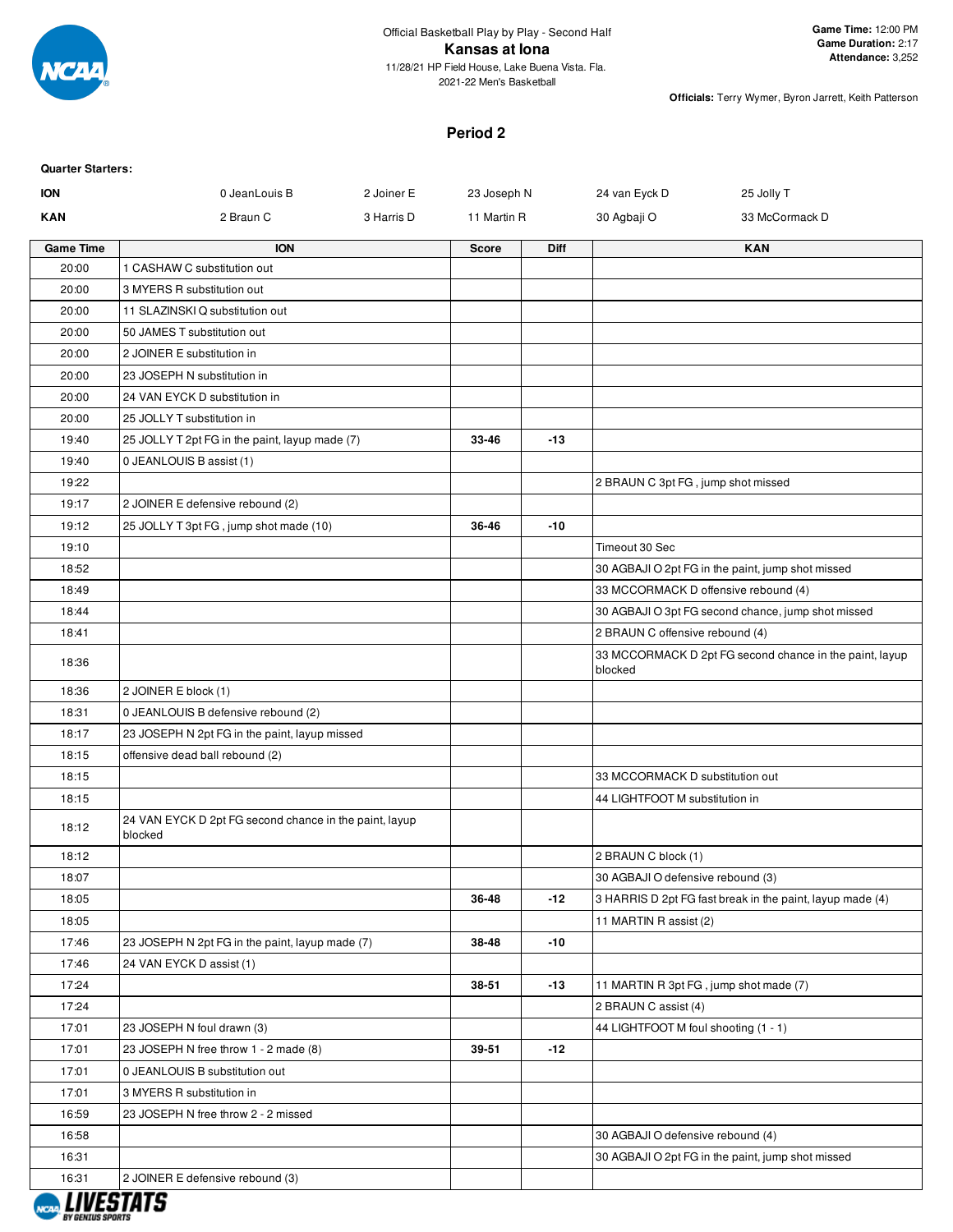Official Basketball Play by Play - Second Half

# Kansas at Iona

11/28/21 HP Field House, Lake Buena Vista. Fla.
2021-22 Men's Basketball

**Game Time:** 12:00 PM
**Game Duration:** 2:17
**Attendance:** 3,252

**Officials:** Terry Wymer, Byron Jarrett, Keith Patterson

## Period 2

**Quarter Starters:**

| | | | | | |
|---|---|---|---|---|---|
| **ION** | 0 JeanLouis B | 2 Joiner E | 23 Joseph N | 24 van Eyck D | 25 Jolly T |
| **KAN** | 2 Braun C | 3 Harris D | 11 Martin R | 30 Agbaji O | 33 McCormack D |

| Game Time | ION | Score | Diff | KAN |
|---|---|---|---|---|
| 20:00 | 1 CASHAW C substitution out | | | |
| 20:00 | 3 MYERS R substitution out | | | |
| 20:00 | 11 SLAZINSKI Q substitution out | | | |
| 20:00 | 50 JAMES T substitution out | | | |
| 20:00 | 2 JOINER E substitution in | | | |
| 20:00 | 23 JOSEPH N substitution in | | | |
| 20:00 | 24 VAN EYCK D substitution in | | | |
| 20:00 | 25 JOLLY T substitution in | | | |
| 19:40 | 25 JOLLY T 2pt FG in the paint, layup made (7) | 33-46 | -13 | |
| 19:40 | 0 JEANLOUIS B assist (1) | | | |
| 19:22 | | | | 2 BRAUN C 3pt FG , jump shot missed |
| 19:17 | 2 JOINER E defensive rebound (2) | | | |
| 19:12 | 25 JOLLY T 3pt FG , jump shot made (10) | 36-46 | -10 | |
| 19:10 | | | | Timeout 30 Sec |
| 18:52 | | | | 30 AGBAJI O 2pt FG in the paint, jump shot missed |
| 18:49 | | | | 33 MCCORMACK D offensive rebound (4) |
| 18:44 | | | | 30 AGBAJI O 3pt FG second chance, jump shot missed |
| 18:41 | | | | 2 BRAUN C offensive rebound (4) |
| 18:36 | | | | 33 MCCORMACK D 2pt FG second chance in the paint, layup blocked |
| 18:36 | 2 JOINER E block (1) | | | |
| 18:31 | 0 JEANLOUIS B defensive rebound (2) | | | |
| 18:17 | 23 JOSEPH N 2pt FG in the paint, layup missed | | | |
| 18:15 | offensive dead ball rebound (2) | | | |
| 18:15 | | | | 33 MCCORMACK D substitution out |
| 18:15 | | | | 44 LIGHTFOOT M substitution in |
| 18:12 | 24 VAN EYCK D 2pt FG second chance in the paint, layup blocked | | | |
| 18:12 | | | | 2 BRAUN C block (1) |
| 18:07 | | | | 30 AGBAJI O defensive rebound (3) |
| 18:05 | | 36-48 | -12 | 3 HARRIS D 2pt FG fast break in the paint, layup made (4) |
| 18:05 | | | | 11 MARTIN R assist (2) |
| 17:46 | 23 JOSEPH N 2pt FG in the paint, layup made (7) | 38-48 | -10 | |
| 17:46 | 24 VAN EYCK D assist (1) | | | |
| 17:24 | | 38-51 | -13 | 11 MARTIN R 3pt FG , jump shot made (7) |
| 17:24 | | | | 2 BRAUN C assist (4) |
| 17:01 | 23 JOSEPH N foul drawn (3) | | | 44 LIGHTFOOT M foul shooting (1 - 1) |
| 17:01 | 23 JOSEPH N free throw 1 - 2 made (8) | 39-51 | -12 | |
| 17:01 | 0 JEANLOUIS B substitution out | | | |
| 17:01 | 3 MYERS R substitution in | | | |
| 16:59 | 23 JOSEPH N free throw 2 - 2 missed | | | |
| 16:58 | | | | 30 AGBAJI O defensive rebound (4) |
| 16:31 | | | | 30 AGBAJI O 2pt FG in the paint, jump shot missed |
| 16:31 | 2 JOINER E defensive rebound (3) | | | |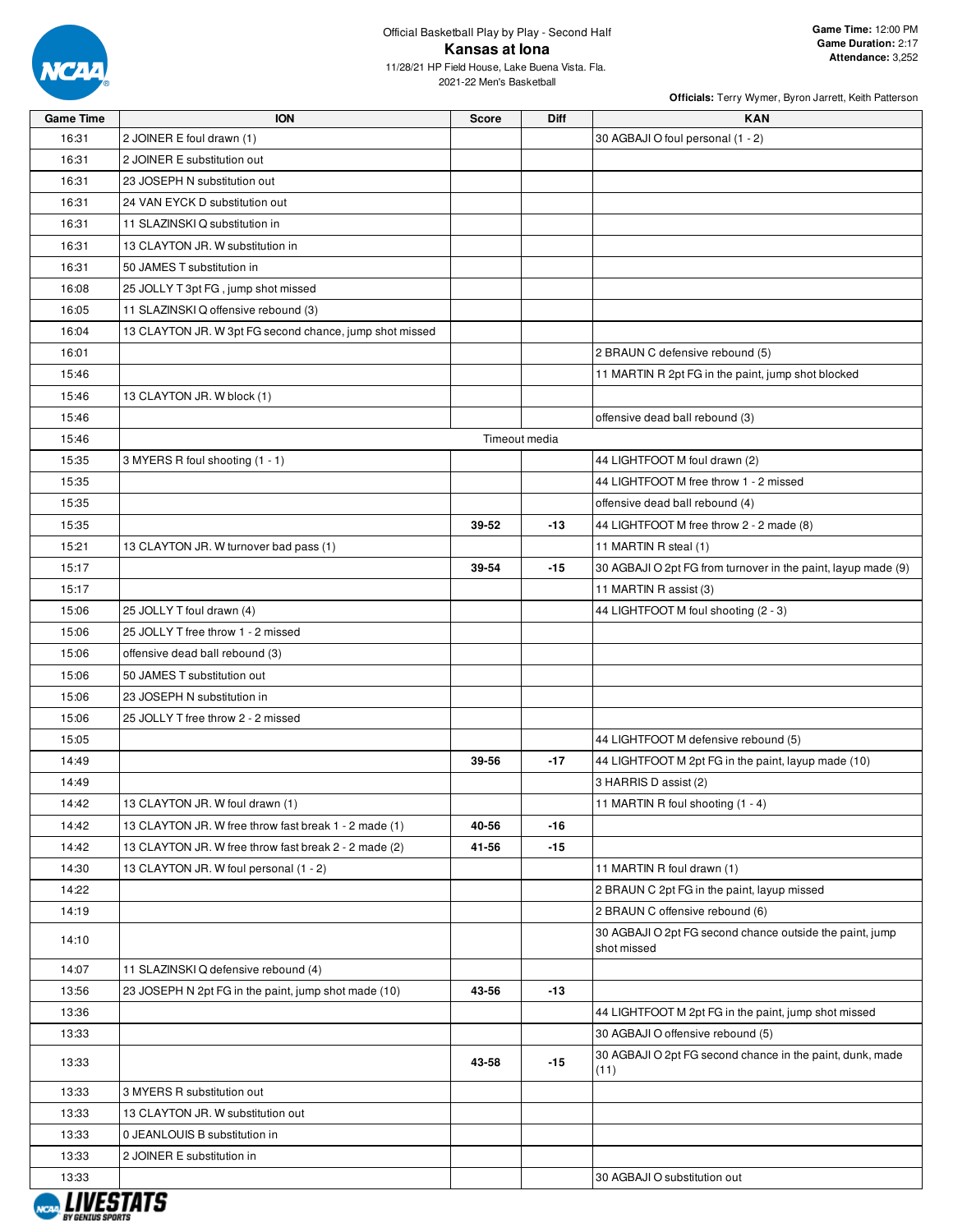Official Basketball Play by Play - Second Half

# Kansas at Iona

11/28/21 HP Field House, Lake Buena Vista. Fla.
2021-22 Men's Basketball

**Game Time:** 12:00 PM
**Game Duration:** 2:17
**Attendance:** 3,252

**Officials:** Terry Wymer, Byron Jarrett, Keith Patterson

| Game Time | ION | Score | Diff | KAN |
|---|---|---|---|---|
| 16:31 | 2 JOINER E foul drawn (1) | | | 30 AGBAJI O foul personal (1 - 2) |
| 16:31 | 2 JOINER E substitution out | | | |
| 16:31 | 23 JOSEPH N substitution out | | | |
| 16:31 | 24 VAN EYCK D substitution out | | | |
| 16:31 | 11 SLAZINSKI Q substitution in | | | |
| 16:31 | 13 CLAYTON JR. W substitution in | | | |
| 16:31 | 50 JAMES T substitution in | | | |
| 16:08 | 25 JOLLY T 3pt FG , jump shot missed | | | |
| 16:05 | 11 SLAZINSKI Q offensive rebound (3) | | | |
| 16:04 | 13 CLAYTON JR. W 3pt FG second chance, jump shot missed | | | |
| 16:01 | | | | 2 BRAUN C defensive rebound (5) |
| 15:46 | | | | 11 MARTIN R 2pt FG in the paint, jump shot blocked |
| 15:46 | 13 CLAYTON JR. W block (1) | | | |
| 15:46 | | | | offensive dead ball rebound (3) |
| 15:46 | Timeout media | | | |
| 15:35 | 3 MYERS R foul shooting (1 - 1) | | | 44 LIGHTFOOT M foul drawn (2) |
| 15:35 | | | | 44 LIGHTFOOT M free throw 1 - 2 missed |
| 15:35 | | | | offensive dead ball rebound (4) |
| 15:35 | | 39-52 | -13 | 44 LIGHTFOOT M free throw 2 - 2 made (8) |
| 15:21 | 13 CLAYTON JR. W turnover bad pass (1) | | | 11 MARTIN R steal (1) |
| 15:17 | | 39-54 | -15 | 30 AGBAJI O 2pt FG from turnover in the paint, layup made (9) |
| 15:17 | | | | 11 MARTIN R assist (3) |
| 15:06 | 25 JOLLY T foul drawn (4) | | | 44 LIGHTFOOT M foul shooting (2 - 3) |
| 15:06 | 25 JOLLY T free throw 1 - 2 missed | | | |
| 15:06 | offensive dead ball rebound (3) | | | |
| 15:06 | 50 JAMES T substitution out | | | |
| 15:06 | 23 JOSEPH N substitution in | | | |
| 15:06 | 25 JOLLY T free throw 2 - 2 missed | | | |
| 15:05 | | | | 44 LIGHTFOOT M defensive rebound (5) |
| 14:49 | | 39-56 | -17 | 44 LIGHTFOOT M 2pt FG in the paint, layup made (10) |
| 14:49 | | | | 3 HARRIS D assist (2) |
| 14:42 | 13 CLAYTON JR. W foul drawn (1) | | | 11 MARTIN R foul shooting (1 - 4) |
| 14:42 | 13 CLAYTON JR. W free throw fast break 1 - 2 made (1) | 40-56 | -16 | |
| 14:42 | 13 CLAYTON JR. W free throw fast break 2 - 2 made (2) | 41-56 | -15 | |
| 14:30 | 13 CLAYTON JR. W foul personal (1 - 2) | | | 11 MARTIN R foul drawn (1) |
| 14:22 | | | | 2 BRAUN C 2pt FG in the paint, layup missed |
| 14:19 | | | | 2 BRAUN C offensive rebound (6) |
| 14:10 | | | | 30 AGBAJI O 2pt FG second chance outside the paint, jump shot missed |
| 14:07 | 11 SLAZINSKI Q defensive rebound (4) | | | |
| 13:56 | 23 JOSEPH N 2pt FG in the paint, jump shot made (10) | 43-56 | -13 | |
| 13:36 | | | | 44 LIGHTFOOT M 2pt FG in the paint, jump shot missed |
| 13:33 | | | | 30 AGBAJI O offensive rebound (5) |
| 13:33 | | 43-58 | -15 | 30 AGBAJI O 2pt FG second chance in the paint, dunk, made (11) |
| 13:33 | 3 MYERS R substitution out | | | |
| 13:33 | 13 CLAYTON JR. W substitution out | | | |
| 13:33 | 0 JEANLOUIS B substitution in | | | |
| 13:33 | 2 JOINER E substitution in | | | |
| 13:33 | | | | 30 AGBAJI O substitution out |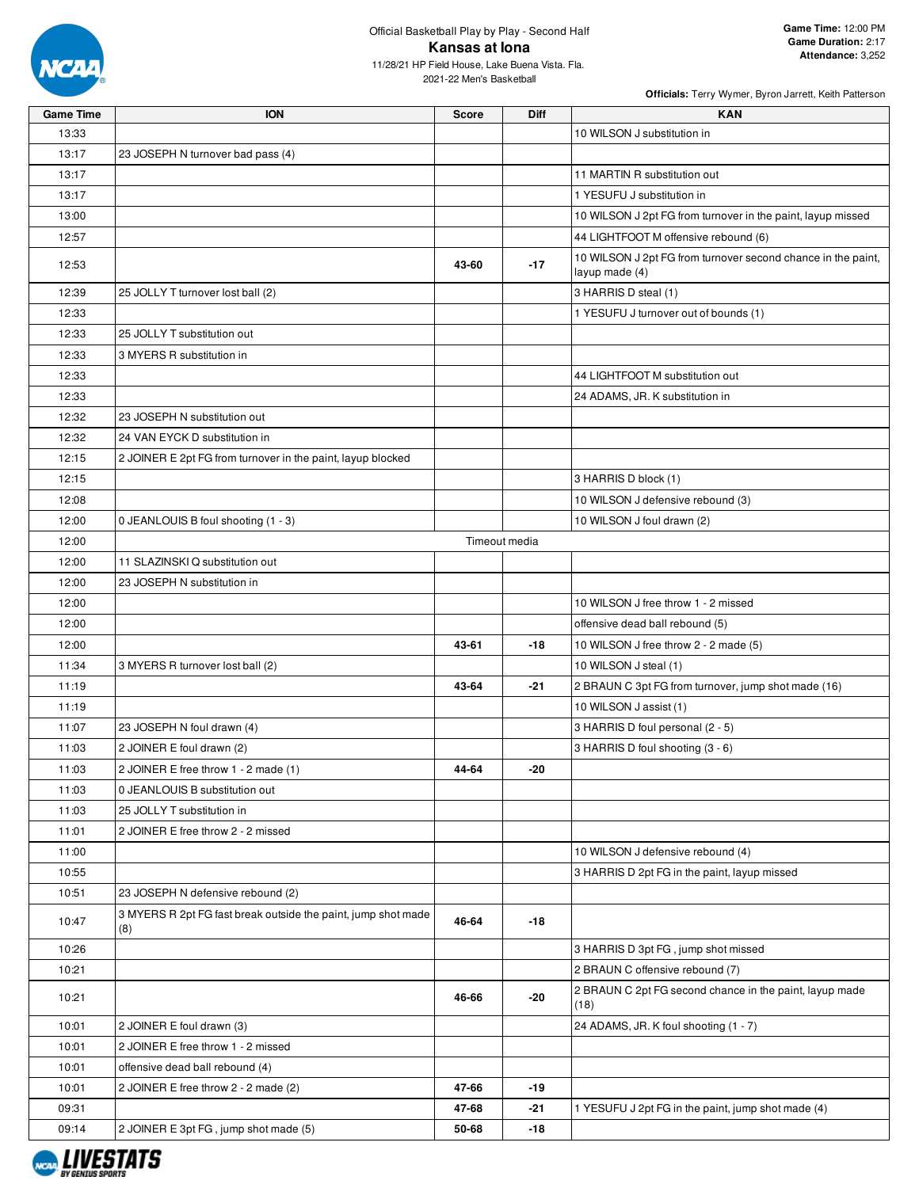Official Basketball Play by Play - Second Half

# Kansas at Iona

11/28/21 HP Field House, Lake Buena Vista. Fla.
2021-22 Men's Basketball

**Game Time:** 12:00 PM
**Game Duration:** 2:17
**Attendance:** 3,252

**Officials:** Terry Wymer, Byron Jarrett, Keith Patterson

| Game Time | ION | Score | Diff | KAN |
|---|---|---|---|---|
| 13:33 | | | | 10 WILSON J substitution in |
| 13:17 | 23 JOSEPH N turnover bad pass (4) | | | |
| 13:17 | | | | 11 MARTIN R substitution out |
| 13:17 | | | | 1 YESUFU J substitution in |
| 13:00 | | | | 10 WILSON J 2pt FG from turnover in the paint, layup missed |
| 12:57 | | | | 44 LIGHTFOOT M offensive rebound (6) |
| 12:53 | | 43-60 | -17 | 10 WILSON J 2pt FG from turnover second chance in the paint, layup made (4) |
| 12:39 | 25 JOLLY T turnover lost ball (2) | | | 3 HARRIS D steal (1) |
| 12:33 | | | | 1 YESUFU J turnover out of bounds (1) |
| 12:33 | 25 JOLLY T substitution out | | | |
| 12:33 | 3 MYERS R substitution in | | | |
| 12:33 | | | | 44 LIGHTFOOT M substitution out |
| 12:33 | | | | 24 ADAMS, JR. K substitution in |
| 12:32 | 23 JOSEPH N substitution out | | | |
| 12:32 | 24 VAN EYCK D substitution in | | | |
| 12:15 | 2 JOINER E 2pt FG from turnover in the paint, layup blocked | | | |
| 12:15 | | | | 3 HARRIS D block (1) |
| 12:08 | | | | 10 WILSON J defensive rebound (3) |
| 12:00 | 0 JEANLOUIS B foul shooting (1 - 3) | | | 10 WILSON J foul drawn (2) |
| 12:00 | Timeout media | | | |
| 12:00 | 11 SLAZINSKI Q substitution out | | | |
| 12:00 | 23 JOSEPH N substitution in | | | |
| 12:00 | | | | 10 WILSON J free throw 1 - 2 missed |
| 12:00 | | | | offensive dead ball rebound (5) |
| 12:00 | | 43-61 | -18 | 10 WILSON J free throw 2 - 2 made (5) |
| 11:34 | 3 MYERS R turnover lost ball (2) | | | 10 WILSON J steal (1) |
| 11:19 | | 43-64 | -21 | 2 BRAUN C 3pt FG from turnover, jump shot made (16) |
| 11:19 | | | | 10 WILSON J assist (1) |
| 11:07 | 23 JOSEPH N foul drawn (4) | | | 3 HARRIS D foul personal (2 - 5) |
| 11:03 | 2 JOINER E foul drawn (2) | | | 3 HARRIS D foul shooting (3 - 6) |
| 11:03 | 2 JOINER E free throw 1 - 2 made (1) | 44-64 | -20 | |
| 11:03 | 0 JEANLOUIS B substitution out | | | |
| 11:03 | 25 JOLLY T substitution in | | | |
| 11:01 | 2 JOINER E free throw 2 - 2 missed | | | |
| 11:00 | | | | 10 WILSON J defensive rebound (4) |
| 10:55 | | | | 3 HARRIS D 2pt FG in the paint, layup missed |
| 10:51 | 23 JOSEPH N defensive rebound (2) | | | |
| 10:47 | 3 MYERS R 2pt FG fast break outside the paint, jump shot made (8) | 46-64 | -18 | |
| 10:26 | | | | 3 HARRIS D 3pt FG , jump shot missed |
| 10:21 | | | | 2 BRAUN C offensive rebound (7) |
| 10:21 | | 46-66 | -20 | 2 BRAUN C 2pt FG second chance in the paint, layup made (18) |
| 10:01 | 2 JOINER E foul drawn (3) | | | 24 ADAMS, JR. K foul shooting (1 - 7) |
| 10:01 | 2 JOINER E free throw 1 - 2 missed | | | |
| 10:01 | offensive dead ball rebound (4) | | | |
| 10:01 | 2 JOINER E free throw 2 - 2 made (2) | 47-66 | -19 | |
| 09:31 | | 47-68 | -21 | 1 YESUFU J 2pt FG in the paint, jump shot made (4) |
| 09:14 | 2 JOINER E 3pt FG , jump shot made (5) | 50-68 | -18 | |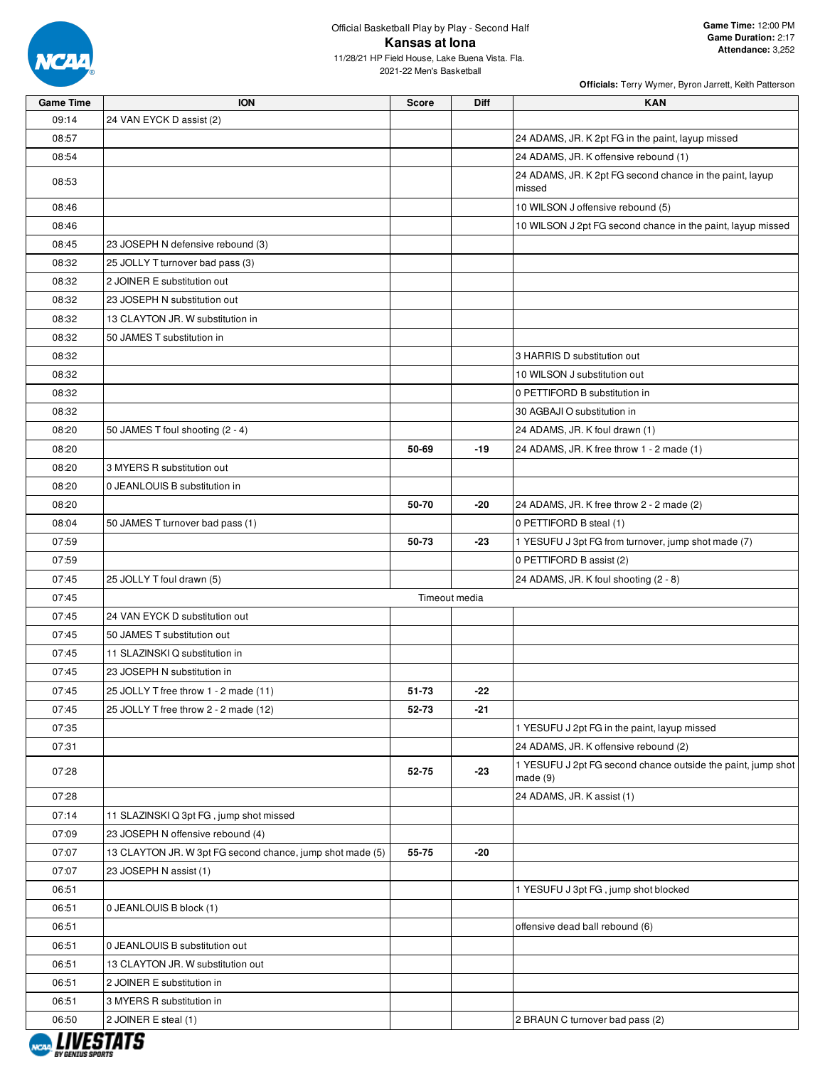Official Basketball Play by Play - Second Half

# Kansas at Iona

11/28/21 HP Field House, Lake Buena Vista. Fla.
2021-22 Men's Basketball

**Game Time:** 12:00 PM
**Game Duration:** 2:17
**Attendance:** 3,252

**Officials:** Terry Wymer, Byron Jarrett, Keith Patterson

| Game Time | ION | Score | Diff | KAN |
|---|---|---|---|---|
| 09:14 | 24 VAN EYCK D assist (2) | | | |
| 08:57 | | | | 24 ADAMS, JR. K 2pt FG in the paint, layup missed |
| 08:54 | | | | 24 ADAMS, JR. K offensive rebound (1) |
| 08:53 | | | | 24 ADAMS, JR. K 2pt FG second chance in the paint, layup missed |
| 08:46 | | | | 10 WILSON J offensive rebound (5) |
| 08:46 | | | | 10 WILSON J 2pt FG second chance in the paint, layup missed |
| 08:45 | 23 JOSEPH N defensive rebound (3) | | | |
| 08:32 | 25 JOLLY T turnover bad pass (3) | | | |
| 08:32 | 2 JOINER E substitution out | | | |
| 08:32 | 23 JOSEPH N substitution out | | | |
| 08:32 | 13 CLAYTON JR. W substitution in | | | |
| 08:32 | 50 JAMES T substitution in | | | |
| 08:32 | | | | 3 HARRIS D substitution out |
| 08:32 | | | | 10 WILSON J substitution out |
| 08:32 | | | | 0 PETTIFORD B substitution in |
| 08:32 | | | | 30 AGBAJI O substitution in |
| 08:20 | 50 JAMES T foul shooting (2 - 4) | | | 24 ADAMS, JR. K foul drawn (1) |
| 08:20 | | 50-69 | -19 | 24 ADAMS, JR. K free throw 1 - 2 made (1) |
| 08:20 | 3 MYERS R substitution out | | | |
| 08:20 | 0 JEANLOUIS B substitution in | | | |
| 08:20 | | 50-70 | -20 | 24 ADAMS, JR. K free throw 2 - 2 made (2) |
| 08:04 | 50 JAMES T turnover bad pass (1) | | | 0 PETTIFORD B steal (1) |
| 07:59 | | 50-73 | -23 | 1 YESUFU J 3pt FG from turnover, jump shot made (7) |
| 07:59 | | | | 0 PETTIFORD B assist (2) |
| 07:45 | 25 JOLLY T foul drawn (5) | | | 24 ADAMS, JR. K foul shooting (2 - 8) |
| 07:45 | | Timeout media | | |
| 07:45 | 24 VAN EYCK D substitution out | | | |
| 07:45 | 50 JAMES T substitution out | | | |
| 07:45 | 11 SLAZINSKI Q substitution in | | | |
| 07:45 | 23 JOSEPH N substitution in | | | |
| 07:45 | 25 JOLLY T free throw 1 - 2 made (11) | 51-73 | -22 | |
| 07:45 | 25 JOLLY T free throw 2 - 2 made (12) | 52-73 | -21 | |
| 07:35 | | | | 1 YESUFU J 2pt FG in the paint, layup missed |
| 07:31 | | | | 24 ADAMS, JR. K offensive rebound (2) |
| 07:28 | | 52-75 | -23 | 1 YESUFU J 2pt FG second chance outside the paint, jump shot made (9) |
| 07:28 | | | | 24 ADAMS, JR. K assist (1) |
| 07:14 | 11 SLAZINSKI Q 3pt FG , jump shot missed | | | |
| 07:09 | 23 JOSEPH N offensive rebound (4) | | | |
| 07:07 | 13 CLAYTON JR. W 3pt FG second chance, jump shot made (5) | 55-75 | -20 | |
| 07:07 | 23 JOSEPH N assist (1) | | | |
| 06:51 | | | | 1 YESUFU J 3pt FG , jump shot blocked |
| 06:51 | 0 JEANLOUIS B block (1) | | | |
| 06:51 | | | | offensive dead ball rebound (6) |
| 06:51 | 0 JEANLOUIS B substitution out | | | |
| 06:51 | 13 CLAYTON JR. W substitution out | | | |
| 06:51 | 2 JOINER E substitution in | | | |
| 06:51 | 3 MYERS R substitution in | | | |
| 06:50 | 2 JOINER E steal (1) | | | 2 BRAUN C turnover bad pass (2) |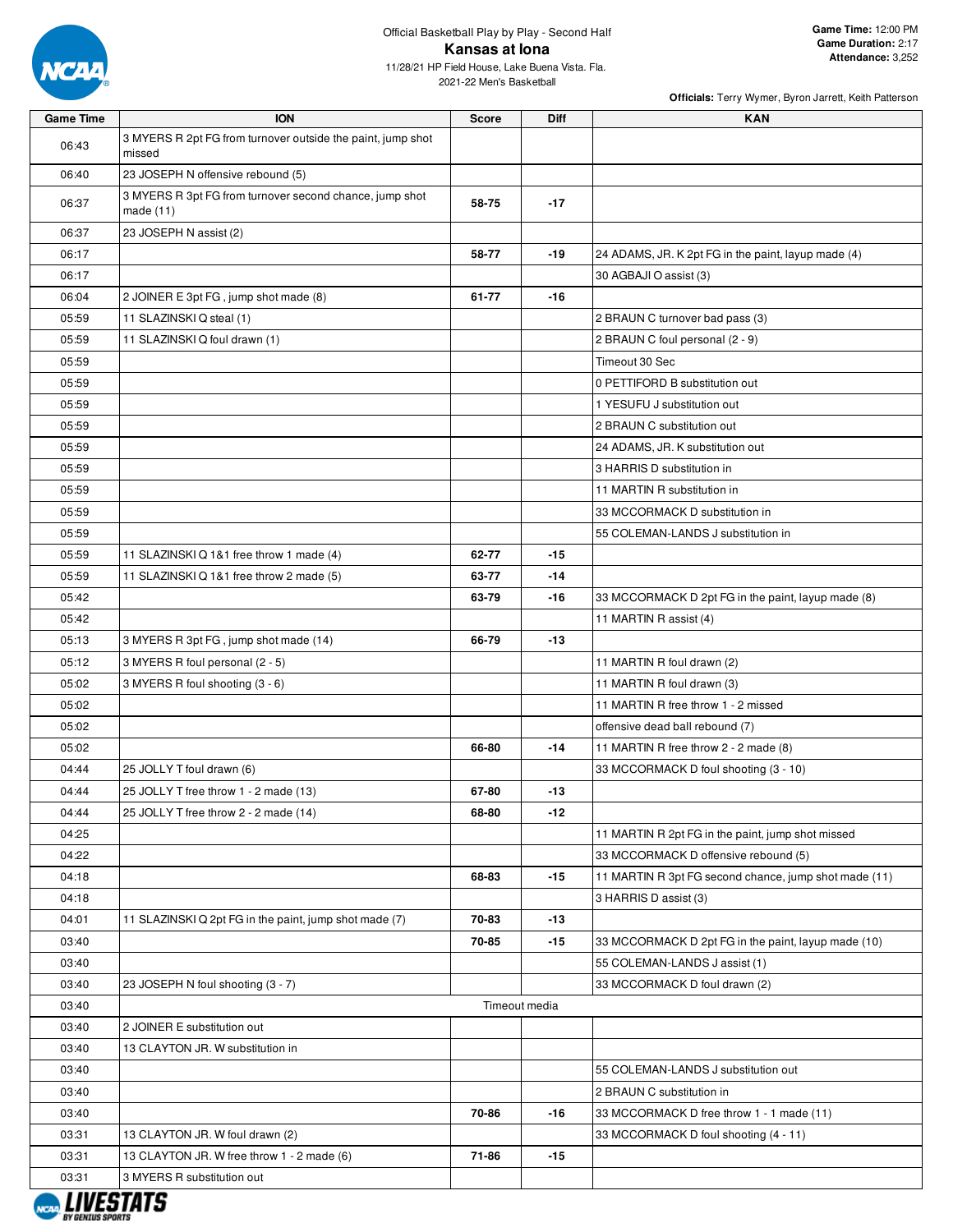Official Basketball Play by Play - Second Half

# Kansas at Iona

11/28/21 HP Field House, Lake Buena Vista. Fla.
2021-22 Men's Basketball

**Game Time:** 12:00 PM
**Game Duration:** 2:17
**Attendance:** 3,252

**Officials:** Terry Wymer, Byron Jarrett, Keith Patterson

| Game Time | ION | Score | Diff | KAN |
|---|---|---|---|---|
| 06:43 | 3 MYERS R 2pt FG from turnover outside the paint, jump shot missed | | | |
| 06:40 | 23 JOSEPH N offensive rebound (5) | | | |
| 06:37 | 3 MYERS R 3pt FG from turnover second chance, jump shot made (11) | 58-75 | -17 | |
| 06:37 | 23 JOSEPH N assist (2) | | | |
| 06:17 | | 58-77 | -19 | 24 ADAMS, JR. K 2pt FG in the paint, layup made (4) |
| 06:17 | | | | 30 AGBAJI O assist (3) |
| 06:04 | 2 JOINER E 3pt FG , jump shot made (8) | 61-77 | -16 | |
| 05:59 | 11 SLAZINSKI Q steal (1) | | | 2 BRAUN C turnover bad pass (3) |
| 05:59 | 11 SLAZINSKI Q foul drawn (1) | | | 2 BRAUN C foul personal (2 - 9) |
| 05:59 | | | | Timeout 30 Sec |
| 05:59 | | | | 0 PETTIFORD B substitution out |
| 05:59 | | | | 1 YESUFU J substitution out |
| 05:59 | | | | 2 BRAUN C substitution out |
| 05:59 | | | | 24 ADAMS, JR. K substitution out |
| 05:59 | | | | 3 HARRIS D substitution in |
| 05:59 | | | | 11 MARTIN R substitution in |
| 05:59 | | | | 33 MCCORMACK D substitution in |
| 05:59 | | | | 55 COLEMAN-LANDS J substitution in |
| 05:59 | 11 SLAZINSKI Q 1&1 free throw 1 made (4) | 62-77 | -15 | |
| 05:59 | 11 SLAZINSKI Q 1&1 free throw 2 made (5) | 63-77 | -14 | |
| 05:42 | | 63-79 | -16 | 33 MCCORMACK D 2pt FG in the paint, layup made (8) |
| 05:42 | | | | 11 MARTIN R assist (4) |
| 05:13 | 3 MYERS R 3pt FG , jump shot made (14) | 66-79 | -13 | |
| 05:12 | 3 MYERS R foul personal (2 - 5) | | | 11 MARTIN R foul drawn (2) |
| 05:02 | 3 MYERS R foul shooting (3 - 6) | | | 11 MARTIN R foul drawn (3) |
| 05:02 | | | | 11 MARTIN R free throw 1 - 2 missed |
| 05:02 | | | | offensive dead ball rebound (7) |
| 05:02 | | 66-80 | -14 | 11 MARTIN R free throw 2 - 2 made (8) |
| 04:44 | 25 JOLLY T foul drawn (6) | | | 33 MCCORMACK D foul shooting (3 - 10) |
| 04:44 | 25 JOLLY T free throw 1 - 2 made (13) | 67-80 | -13 | |
| 04:44 | 25 JOLLY T free throw 2 - 2 made (14) | 68-80 | -12 | |
| 04:25 | | | | 11 MARTIN R 2pt FG in the paint, jump shot missed |
| 04:22 | | | | 33 MCCORMACK D offensive rebound (5) |
| 04:18 | | 68-83 | -15 | 11 MARTIN R 3pt FG second chance, jump shot made (11) |
| 04:18 | | | | 3 HARRIS D assist (3) |
| 04:01 | 11 SLAZINSKI Q 2pt FG in the paint, jump shot made (7) | 70-83 | -13 | |
| 03:40 | | 70-85 | -15 | 33 MCCORMACK D 2pt FG in the paint, layup made (10) |
| 03:40 | | | | 55 COLEMAN-LANDS J assist (1) |
| 03:40 | 23 JOSEPH N foul shooting (3 - 7) | | | 33 MCCORMACK D foul drawn (2) |
| 03:40 | | Timeout media | | |
| 03:40 | 2 JOINER E substitution out | | | |
| 03:40 | 13 CLAYTON JR. W substitution in | | | |
| 03:40 | | | | 55 COLEMAN-LANDS J substitution out |
| 03:40 | | | | 2 BRAUN C substitution in |
| 03:40 | | 70-86 | -16 | 33 MCCORMACK D free throw 1 - 1 made (11) |
| 03:31 | 13 CLAYTON JR. W foul drawn (2) | | | 33 MCCORMACK D foul shooting (4 - 11) |
| 03:31 | 13 CLAYTON JR. W free throw 1 - 2 made (6) | 71-86 | -15 | |
| 03:31 | 3 MYERS R substitution out | | | |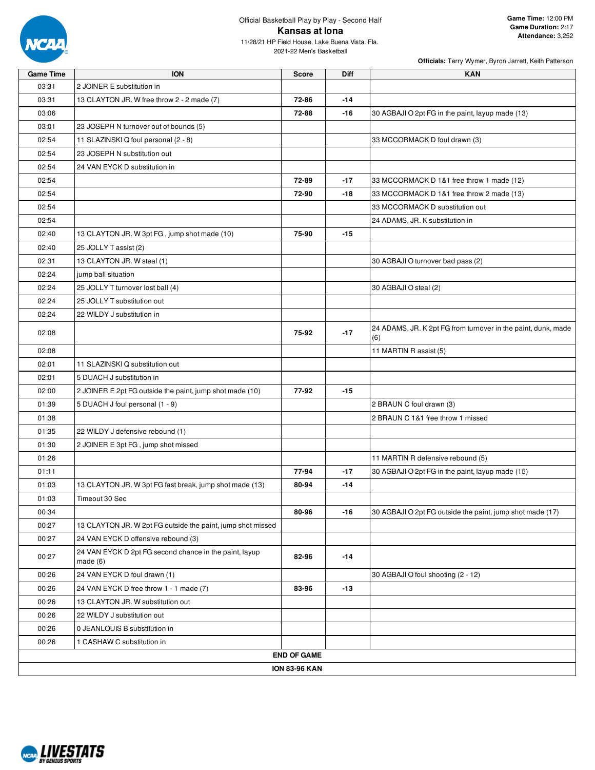Official Basketball Play by Play - Second Half

# Kansas at Iona

11/28/21 HP Field House, Lake Buena Vista. Fla.
2021-22 Men's Basketball

**Game Time:** 12:00 PM
**Game Duration:** 2:17
**Attendance:** 3,252

**Officials:** Terry Wymer, Byron Jarrett, Keith Patterson

| Game Time | ION | Score | Diff | KAN |
|---|---|---|---|---|
| 03:31 | 2 JOINER E substitution in | | | |
| 03:31 | 13 CLAYTON JR. W free throw 2 - 2 made (7) | 72-86 | -14 | |
| 03:06 | | 72-88 | -16 | 30 AGBAJI O 2pt FG in the paint, layup made (13) |
| 03:01 | 23 JOSEPH N turnover out of bounds (5) | | | |
| 02:54 | 11 SLAZINSKI Q foul personal (2 - 8) | | | 33 MCCORMACK D foul drawn (3) |
| 02:54 | 23 JOSEPH N substitution out | | | |
| 02:54 | 24 VAN EYCK D substitution in | | | |
| 02:54 | | 72-89 | -17 | 33 MCCORMACK D 1&1 free throw 1 made (12) |
| 02:54 | | 72-90 | -18 | 33 MCCORMACK D 1&1 free throw 2 made (13) |
| 02:54 | | | | 33 MCCORMACK D substitution out |
| 02:54 | | | | 24 ADAMS, JR. K substitution in |
| 02:40 | 13 CLAYTON JR. W 3pt FG , jump shot made (10) | 75-90 | -15 | |
| 02:40 | 25 JOLLY T assist (2) | | | |
| 02:31 | 13 CLAYTON JR. W steal (1) | | | 30 AGBAJI O turnover bad pass (2) |
| 02:24 | jump ball situation | | | |
| 02:24 | 25 JOLLY T turnover lost ball (4) | | | 30 AGBAJI O steal (2) |
| 02:24 | 25 JOLLY T substitution out | | | |
| 02:24 | 22 WILDY J substitution in | | | |
| 02:08 | | 75-92 | -17 | 24 ADAMS, JR. K 2pt FG from turnover in the paint, dunk, made (6) |
| 02:08 | | | | 11 MARTIN R assist (5) |
| 02:01 | 11 SLAZINSKI Q substitution out | | | |
| 02:01 | 5 DUACH J substitution in | | | |
| 02:00 | 2 JOINER E 2pt FG outside the paint, jump shot made (10) | 77-92 | -15 | |
| 01:39 | 5 DUACH J foul personal (1 - 9) | | | 2 BRAUN C foul drawn (3) |
| 01:38 | | | | 2 BRAUN C 1&1 free throw 1 missed |
| 01:35 | 22 WILDY J defensive rebound (1) | | | |
| 01:30 | 2 JOINER E 3pt FG , jump shot missed | | | |
| 01:26 | | | | 11 MARTIN R defensive rebound (5) |
| 01:11 | | 77-94 | -17 | 30 AGBAJI O 2pt FG in the paint, layup made (15) |
| 01:03 | 13 CLAYTON JR. W 3pt FG fast break, jump shot made (13) | 80-94 | -14 | |
| 01:03 | Timeout 30 Sec | | | |
| 00:34 | | 80-96 | -16 | 30 AGBAJI O 2pt FG outside the paint, jump shot made (17) |
| 00:27 | 13 CLAYTON JR. W 2pt FG outside the paint, jump shot missed | | | |
| 00:27 | 24 VAN EYCK D offensive rebound (3) | | | |
| 00:27 | 24 VAN EYCK D 2pt FG second chance in the paint, layup made (6) | 82-96 | -14 | |
| 00:26 | 24 VAN EYCK D foul drawn (1) | | | 30 AGBAJI O foul shooting (2 - 12) |
| 00:26 | 24 VAN EYCK D free throw 1 - 1 made (7) | 83-96 | -13 | |
| 00:26 | 13 CLAYTON JR. W substitution out | | | |
| 00:26 | 22 WILDY J substitution out | | | |
| 00:26 | 0 JEANLOUIS B substitution in | | | |
| 00:26 | 1 CASHAW C substitution in | | | |

**END OF GAME**

**ION 83-96 KAN**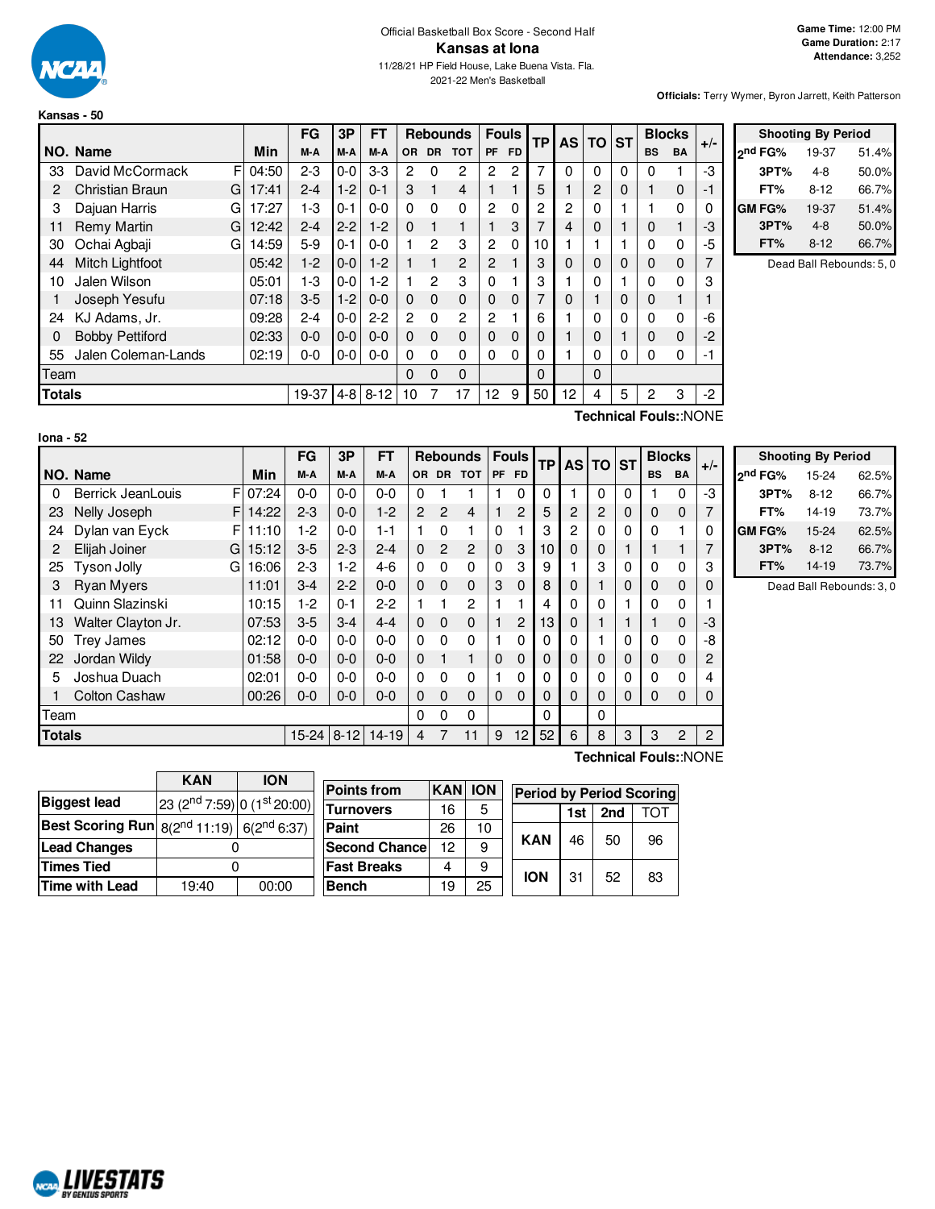Official Basketball Box Score - Second Half

# Kansas at Iona

11/28/21 HP Field House, Lake Buena Vista. Fla.
2021-22 Men's Basketball

**Game Time:** 12:00 PM
**Game Duration:** 2:17
**Attendance:** 3,252

**Officials:** Terry Wymer, Byron Jarrett, Keith Patterson

## Kansas - 50

| NO. | Name | | Min | FG M-A | 3P M-A | FT M-A | OR | DR | TOT | PF | FD | TP | AS | TO | ST | BS | BA | +/- |
|---|---|---|---|---|---|---|---|---|---|---|---|---|---|---|---|---|---|---|
| 33 | David McCormack | F | 04:50 | 2-3 | 0-0 | 3-3 | 2 | 0 | 2 | 2 | 2 | 7 | 0 | 0 | 0 | 0 | 1 | -3 |
| 2 | Christian Braun | G | 17:41 | 2-4 | 1-2 | 0-1 | 3 | 1 | 4 | 1 | 1 | 5 | 1 | 2 | 0 | 1 | 0 | -1 |
| 3 | Dajuan Harris | G | 17:27 | 1-3 | 0-1 | 0-0 | 0 | 0 | 0 | 2 | 0 | 2 | 2 | 0 | 1 | 1 | 0 | 0 |
| 11 | Remy Martin | G | 12:42 | 2-4 | 2-2 | 1-2 | 0 | 1 | 1 | 1 | 3 | 7 | 4 | 0 | 1 | 0 | 1 | -3 |
| 30 | Ochai Agbaji | G | 14:59 | 5-9 | 0-1 | 0-0 | 1 | 2 | 3 | 2 | 0 | 10 | 1 | 1 | 1 | 0 | 0 | -5 |
| 44 | Mitch Lightfoot | | 05:42 | 1-2 | 0-0 | 1-2 | 1 | 1 | 2 | 2 | 1 | 3 | 0 | 0 | 0 | 0 | 0 | 7 |
| 10 | Jalen Wilson | | 05:01 | 1-3 | 0-0 | 1-2 | 1 | 2 | 3 | 0 | 1 | 3 | 1 | 0 | 1 | 0 | 0 | 3 |
| 1 | Joseph Yesufu | | 07:18 | 3-5 | 1-2 | 0-0 | 0 | 0 | 0 | 0 | 0 | 7 | 0 | 1 | 0 | 0 | 1 | 1 |
| 24 | KJ Adams, Jr. | | 09:28 | 2-4 | 0-0 | 2-2 | 2 | 0 | 2 | 2 | 1 | 6 | 1 | 0 | 0 | 0 | 0 | -6 |
| 0 | Bobby Pettiford | | 02:33 | 0-0 | 0-0 | 0-0 | 0 | 0 | 0 | 0 | 0 | 0 | 1 | 0 | 1 | 0 | 0 | -2 |
| 55 | Jalen Coleman-Lands | | 02:19 | 0-0 | 0-0 | 0-0 | 0 | 0 | 0 | 0 | 0 | 0 | 1 | 0 | 0 | 0 | 0 | -1 |
| | Team | | | | | | 0 | 0 | 0 | | | 0 | | 0 | | | | |
| | **Totals** | | | 19-37 | 4-8 | 8-12 | 10 | 7 | 17 | 12 | 9 | 50 | 12 | 4 | 5 | 2 | 3 | -2 |

Technical Fouls::NONE

| Shooting By Period | | |
|---|---|---|
| 2nd FG% | 19-37 | 51.4% |
| 3PT% | 4-8 | 50.0% |
| FT% | 8-12 | 66.7% |
| GM FG% | 19-37 | 51.4% |
| 3PT% | 4-8 | 50.0% |
| FT% | 8-12 | 66.7% |

Dead Ball Rebounds: 5, 0

## Iona - 52

| NO. | Name | | Min | FG M-A | 3P M-A | FT M-A | OR | DR | TOT | PF | FD | TP | AS | TO | ST | BS | BA | +/- |
|---|---|---|---|---|---|---|---|---|---|---|---|---|---|---|---|---|---|---|
| 0 | Berrick JeanLouis | F | 07:24 | 0-0 | 0-0 | 0-0 | 0 | 1 | 1 | 1 | 0 | 0 | 1 | 0 | 0 | 1 | 0 | -3 |
| 23 | Nelly Joseph | F | 14:22 | 2-3 | 0-0 | 1-2 | 2 | 2 | 4 | 1 | 2 | 5 | 2 | 2 | 0 | 0 | 0 | 7 |
| 24 | Dylan van Eyck | F | 11:10 | 1-2 | 0-0 | 1-1 | 1 | 0 | 1 | 0 | 1 | 3 | 2 | 0 | 0 | 0 | 1 | 0 |
| 2 | Elijah Joiner | G | 15:12 | 3-5 | 2-3 | 2-4 | 0 | 2 | 2 | 0 | 3 | 10 | 0 | 0 | 1 | 1 | 1 | 7 |
| 25 | Tyson Jolly | G | 16:06 | 2-3 | 1-2 | 4-6 | 0 | 0 | 0 | 0 | 3 | 9 | 1 | 3 | 0 | 0 | 0 | 3 |
| 3 | Ryan Myers | | 11:01 | 3-4 | 2-2 | 0-0 | 0 | 0 | 0 | 3 | 0 | 8 | 0 | 1 | 0 | 0 | 0 | 0 |
| 11 | Quinn Slazinski | | 10:15 | 1-2 | 0-1 | 2-2 | 1 | 1 | 2 | 1 | 1 | 4 | 0 | 0 | 1 | 0 | 0 | 1 |
| 13 | Walter Clayton Jr. | | 07:53 | 3-5 | 3-4 | 4-4 | 0 | 0 | 0 | 1 | 2 | 13 | 0 | 1 | 1 | 1 | 0 | -3 |
| 50 | Trey James | | 02:12 | 0-0 | 0-0 | 0-0 | 0 | 0 | 0 | 1 | 0 | 0 | 0 | 1 | 0 | 0 | 0 | -8 |
| 22 | Jordan Wildy | | 01:58 | 0-0 | 0-0 | 0-0 | 0 | 1 | 1 | 0 | 0 | 0 | 0 | 0 | 0 | 0 | 0 | 2 |
| 5 | Joshua Duach | | 02:01 | 0-0 | 0-0 | 0-0 | 0 | 0 | 0 | 1 | 0 | 0 | 0 | 0 | 0 | 0 | 0 | 4 |
| 1 | Colton Cashaw | | 00:26 | 0-0 | 0-0 | 0-0 | 0 | 0 | 0 | 0 | 0 | 0 | 0 | 0 | 0 | 0 | 0 | 0 |
| | Team | | | | | | 0 | 0 | 0 | | | 0 | | 0 | | | | |
| | **Totals** | | | 15-24 | 8-12 | 14-19 | 4 | 7 | 11 | 9 | 12 | 52 | 6 | 8 | 3 | 3 | 2 | 2 |

Technical Fouls::NONE

| Shooting By Period | | |
|---|---|---|
| 2nd FG% | 15-24 | 62.5% |
| 3PT% | 8-12 | 66.7% |
| FT% | 14-19 | 73.7% |
| GM FG% | 15-24 | 62.5% |
| 3PT% | 8-12 | 66.7% |
| FT% | 14-19 | 73.7% |

Dead Ball Rebounds: 3, 0

| | KAN | ION |
|---|---|---|
| Biggest lead | 23 (2nd 7:59) | 0 (1st 20:00) |
| Best Scoring Run | 8(2nd 11:19) | 6(2nd 6:37) |
| Lead Changes | 0 | |
| Times Tied | 0 | |
| Time with Lead | 19:40 | 00:00 |

| Points from | KAN | ION |
|---|---|---|
| Turnovers | 16 | 5 |
| Paint | 26 | 10 |
| Second Chance | 12 | 9 |
| Fast Breaks | 4 | 9 |
| Bench | 19 | 25 |

| Period by Period Scoring | 1st | 2nd | TOT |
|---|---|---|---|
| KAN | 46 | 50 | 96 |
| ION | 31 | 52 | 83 |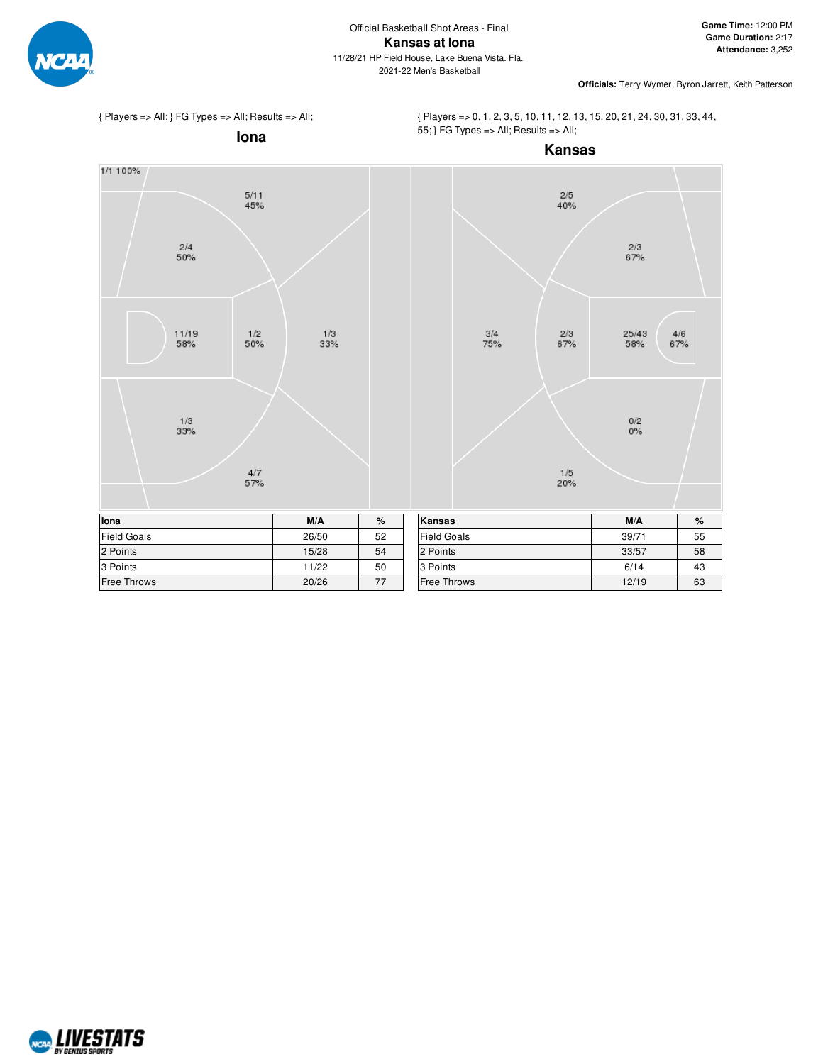Official Basketball Shot Areas - Final

# Kansas at Iona

11/28/21 HP Field House, Lake Buena Vista. Fla.

2021-22 Men's Basketball

**Game Time:** 12:00 PM
**Game Duration:** 2:17
**Attendance:** 3,252

**Officials:** Terry Wymer, Byron Jarrett, Keith Patterson

{ Players => All; } FG Types => All; Results => All;

## Iona

1/1 100%

5/11 45%

2/4 50%

11/19 58%

1/2 50%

1/3 33%

1/3 33%

4/7 57%

{ Players => 0, 1, 2, 3, 5, 10, 11, 12, 13, 15, 20, 21, 24, 30, 31, 33, 44, 55; } FG Types => All; Results => All;

## Kansas

2/5 40%

2/3 67%

3/4 75%

2/3 67%

25/43 58%

4/6 67%

0/2 0%

1/5 20%

| Iona | M/A | % |
|---|---|---|
| Field Goals | 26/50 | 52 |
| 2 Points | 15/28 | 54 |
| 3 Points | 11/22 | 50 |
| Free Throws | 20/26 | 77 |

| Kansas | M/A | % |
|---|---|---|
| Field Goals | 39/71 | 55 |
| 2 Points | 33/57 | 58 |
| 3 Points | 6/14 | 43 |
| Free Throws | 12/19 | 63 |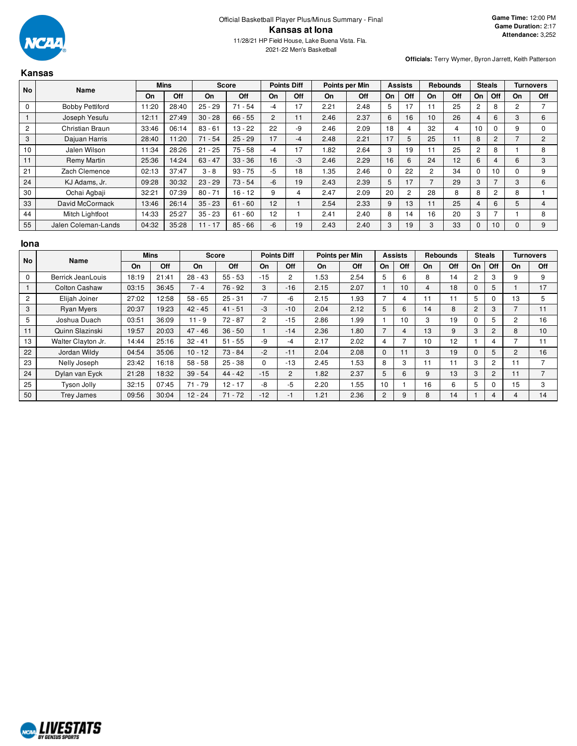Official Basketball Player Plus/Minus Summary - Final

# Kansas at Iona

11/28/21 HP Field House, Lake Buena Vista. Fla.

2021-22 Men's Basketball

**Game Time:** 12:00 PM
**Game Duration:** 2:17
**Attendance:** 3,252

**Officials:** Terry Wymer, Byron Jarrett, Keith Patterson

## Kansas

| No | Name | Mins | | Score | | Points Diff | | Points per Min | | Assists | | Rebounds | | Steals | | Turnovers | |
|---|---|---|---|---|---|---|---|---|---|---|---|---|---|---|---|---|---|
| | | On | Off | On | Off | On | Off | On | Off | On | Off | On | Off | On | Off | On | Off |
| 0 | Bobby Pettiford | 11:20 | 28:40 | 25 - 29 | 71 - 54 | -4 | 17 | 2.21 | 2.48 | 5 | 17 | 11 | 25 | 2 | 8 | 2 | 7 |
| 1 | Joseph Yesufu | 12:11 | 27:49 | 30 - 28 | 66 - 55 | 2 | 11 | 2.46 | 2.37 | 6 | 16 | 10 | 26 | 4 | 6 | 3 | 6 |
| 2 | Christian Braun | 33:46 | 06:14 | 83 - 61 | 13 - 22 | 22 | -9 | 2.46 | 2.09 | 18 | 4 | 32 | 4 | 10 | 0 | 9 | 0 |
| 3 | Dajuan Harris | 28:40 | 11:20 | 71 - 54 | 25 - 29 | 17 | -4 | 2.48 | 2.21 | 17 | 5 | 25 | 11 | 8 | 2 | 7 | 2 |
| 10 | Jalen Wilson | 11:34 | 28:26 | 21 - 25 | 75 - 58 | -4 | 17 | 1.82 | 2.64 | 3 | 19 | 11 | 25 | 2 | 8 | 1 | 8 |
| 11 | Remy Martin | 25:36 | 14:24 | 63 - 47 | 33 - 36 | 16 | -3 | 2.46 | 2.29 | 16 | 6 | 24 | 12 | 6 | 4 | 6 | 3 |
| 21 | Zach Clemence | 02:13 | 37:47 | 3 - 8 | 93 - 75 | -5 | 18 | 1.35 | 2.46 | 0 | 22 | 2 | 34 | 0 | 10 | 0 | 9 |
| 24 | KJ Adams, Jr. | 09:28 | 30:32 | 23 - 29 | 73 - 54 | -6 | 19 | 2.43 | 2.39 | 5 | 17 | 7 | 29 | 3 | 7 | 3 | 6 |
| 30 | Ochai Agbaji | 32:21 | 07:39 | 80 - 71 | 16 - 12 | 9 | 4 | 2.47 | 2.09 | 20 | 2 | 28 | 8 | 8 | 2 | 8 | 1 |
| 33 | David McCormack | 13:46 | 26:14 | 35 - 23 | 61 - 60 | 12 | 1 | 2.54 | 2.33 | 9 | 13 | 11 | 25 | 4 | 6 | 5 | 4 |
| 44 | Mitch Lightfoot | 14:33 | 25:27 | 35 - 23 | 61 - 60 | 12 | 1 | 2.41 | 2.40 | 8 | 14 | 16 | 20 | 3 | 7 | 1 | 8 |
| 55 | Jalen Coleman-Lands | 04:32 | 35:28 | 11 - 17 | 85 - 66 | -6 | 19 | 2.43 | 2.40 | 3 | 19 | 3 | 33 | 0 | 10 | 0 | 9 |

## Iona

| No | Name | Mins | | Score | | Points Diff | | Points per Min | | Assists | | Rebounds | | Steals | | Turnovers | |
|---|---|---|---|---|---|---|---|---|---|---|---|---|---|---|---|---|---|
| | | On | Off | On | Off | On | Off | On | Off | On | Off | On | Off | On | Off | On | Off |
| 0 | Berrick JeanLouis | 18:19 | 21:41 | 28 - 43 | 55 - 53 | -15 | 2 | 1.53 | 2.54 | 5 | 6 | 8 | 14 | 2 | 3 | 9 | 9 |
| 1 | Colton Cashaw | 03:15 | 36:45 | 7 - 4 | 76 - 92 | 3 | -16 | 2.15 | 2.07 | 1 | 10 | 4 | 18 | 0 | 5 | 1 | 17 |
| 2 | Elijah Joiner | 27:02 | 12:58 | 58 - 65 | 25 - 31 | -7 | -6 | 2.15 | 1.93 | 7 | 4 | 11 | 11 | 5 | 0 | 13 | 5 |
| 3 | Ryan Myers | 20:37 | 19:23 | 42 - 45 | 41 - 51 | -3 | -10 | 2.04 | 2.12 | 5 | 6 | 14 | 8 | 2 | 3 | 7 | 11 |
| 5 | Joshua Duach | 03:51 | 36:09 | 11 - 9 | 72 - 87 | 2 | -15 | 2.86 | 1.99 | 1 | 10 | 3 | 19 | 0 | 5 | 2 | 16 |
| 11 | Quinn Slazinski | 19:57 | 20:03 | 47 - 46 | 36 - 50 | 1 | -14 | 2.36 | 1.80 | 7 | 4 | 13 | 9 | 3 | 2 | 8 | 10 |
| 13 | Walter Clayton Jr. | 14:44 | 25:16 | 32 - 41 | 51 - 55 | -9 | -4 | 2.17 | 2.02 | 4 | 7 | 10 | 12 | 1 | 4 | 7 | 11 |
| 22 | Jordan Wildy | 04:54 | 35:06 | 10 - 12 | 73 - 84 | -2 | -11 | 2.04 | 2.08 | 0 | 11 | 3 | 19 | 0 | 5 | 2 | 16 |
| 23 | Nelly Joseph | 23:42 | 16:18 | 58 - 58 | 25 - 38 | 0 | -13 | 2.45 | 1.53 | 8 | 3 | 11 | 11 | 3 | 2 | 11 | 7 |
| 24 | Dylan van Eyck | 21:28 | 18:32 | 39 - 54 | 44 - 42 | -15 | 2 | 1.82 | 2.37 | 5 | 6 | 9 | 13 | 3 | 2 | 11 | 7 |
| 25 | Tyson Jolly | 32:15 | 07:45 | 71 - 79 | 12 - 17 | -8 | -5 | 2.20 | 1.55 | 10 | 1 | 16 | 6 | 5 | 0 | 15 | 3 |
| 50 | Trey James | 09:56 | 30:04 | 12 - 24 | 71 - 72 | -12 | -1 | 1.21 | 2.36 | 2 | 9 | 8 | 14 | 1 | 4 | 4 | 14 |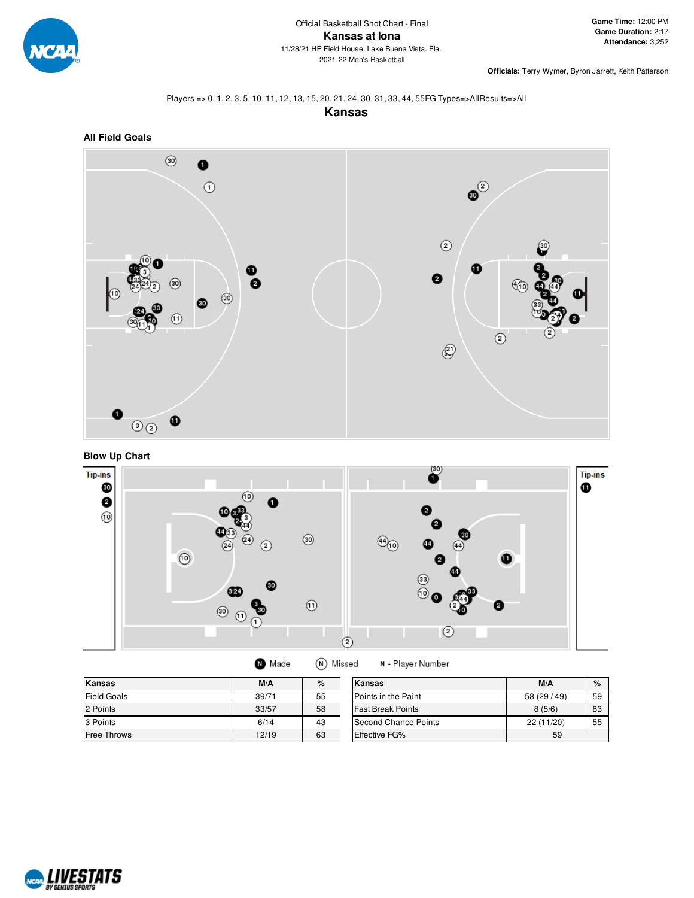Official Basketball Shot Chart - Final

# Kansas at Iona

11/28/21 HP Field House, Lake Buena Vista. Fla.

2021-22 Men's Basketball

**Game Time:** 12:00 PM
**Game Duration:** 2:17
**Attendance:** 3,252

**Officials:** Terry Wymer, Byron Jarrett, Keith Patterson

Players => 0, 1, 2, 3, 5, 10, 11, 12, 13, 15, 20, 21, 24, 30, 31, 33, 44, 55FG Types=>AllResults=>All

## Kansas

### All Field Goals

### Blow Up Chart

Made | Missed | N - Player Number

| Kansas | M/A | % |
|---|---|---|
| Field Goals | 39/71 | 55 |
| 2 Points | 33/57 | 58 |
| 3 Points | 6/14 | 43 |
| Free Throws | 12/19 | 63 |

| Kansas | M/A | % |
|---|---|---|
| Points in the Paint | 58 (29 / 49) | 59 |
| Fast Break Points | 8 (5/6) | 83 |
| Second Chance Points | 22 (11/20) | 55 |
| Effective FG% | 59 | |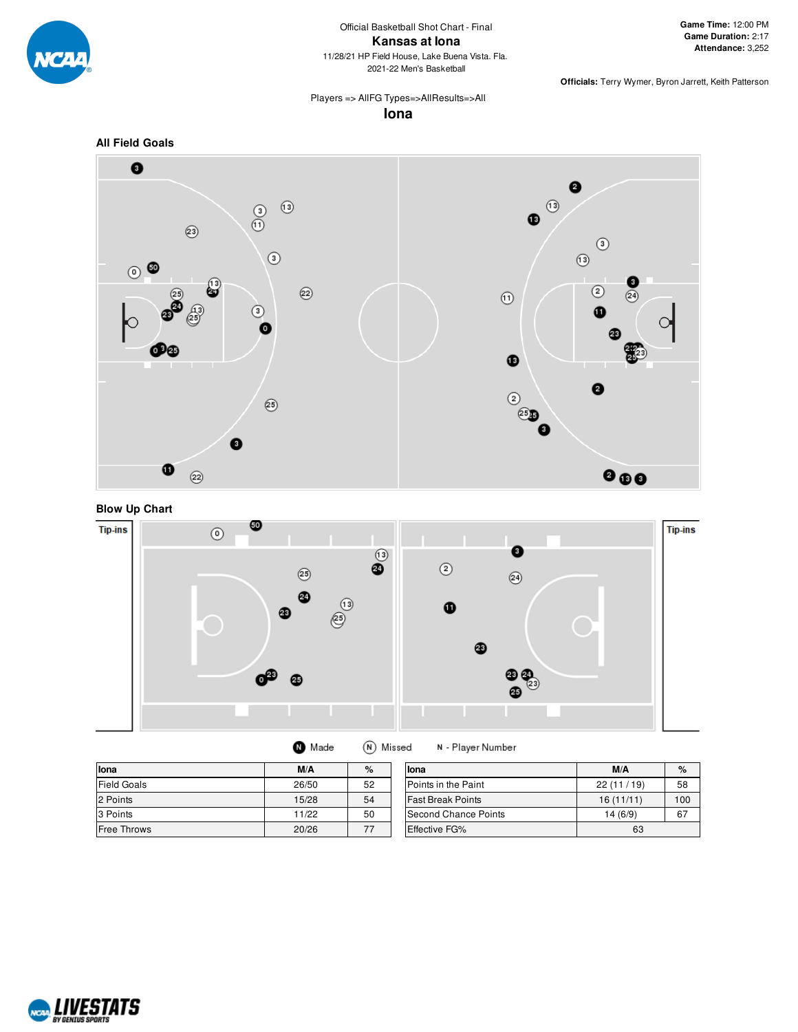Official Basketball Shot Chart - Final

# Kansas at Iona

11/28/21 HP Field House, Lake Buena Vista. Fla.
2021-22 Men's Basketball

**Game Time:** 12:00 PM
**Game Duration:** 2:17
**Attendance:** 3,252

**Officials:** Terry Wymer, Byron Jarrett, Keith Patterson

Players => AllFG Types=>AllResults=>All

## Iona

### All Field Goals

### Blow Up Chart

Tip-ins

Tip-ins

N Made  N Missed  N - Player Number

| Iona | M/A | % |
|---|---|---|
| Field Goals | 26/50 | 52 |
| 2 Points | 15/28 | 54 |
| 3 Points | 11/22 | 50 |
| Free Throws | 20/26 | 77 |

| Iona | M/A | % |
|---|---|---|
| Points in the Paint | 22 (11 / 19) | 58 |
| Fast Break Points | 16 (11/11) | 100 |
| Second Chance Points | 14 (6/9) | 67 |
| Effective FG% | 63 | |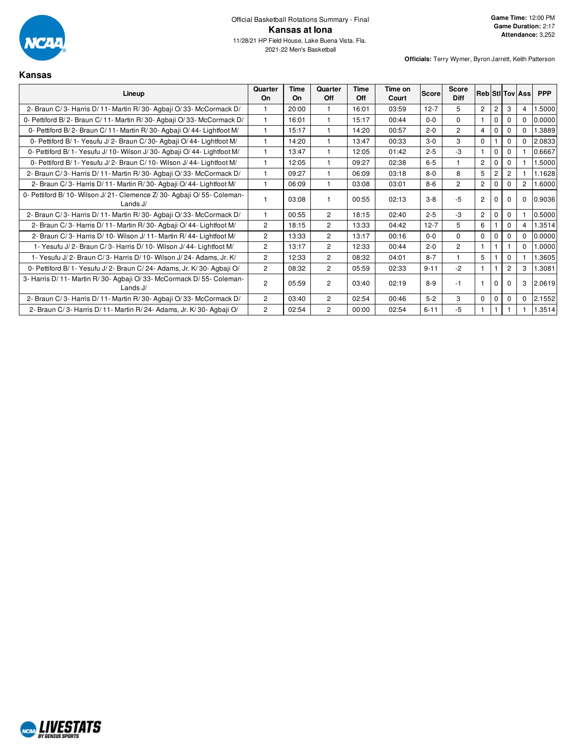Official Basketball Rotations Summary - Final

# Kansas at Iona

11/28/21 HP Field House, Lake Buena Vista. Fla.

2021-22 Men's Basketball

**Game Time:** 12:00 PM
**Game Duration:** 2:17
**Attendance:** 3,252

**Officials:** Terry Wymer, Byron Jarrett, Keith Patterson

## Kansas

| Lineup | Quarter On | Time On | Quarter Off | Time Off | Time on Court | Score | Score Diff | Reb | Stl | Tov | Ass | PPP |
|---|---|---|---|---|---|---|---|---|---|---|---|---|
| 2- Braun C/ 3- Harris D/ 11- Martin R/ 30- Agbaji O/ 33- McCormack D/ | 1 | 20:00 | 1 | 16:01 | 03:59 | 12-7 | 5 | 2 | 2 | 3 | 4 | 1.5000 |
| 0- Pettiford B/ 2- Braun C/ 11- Martin R/ 30- Agbaji O/ 33- McCormack D/ | 1 | 16:01 | 1 | 15:17 | 00:44 | 0-0 | 0 | 1 | 0 | 0 | 0 | 0.0000 |
| 0- Pettiford B/ 2- Braun C/ 11- Martin R/ 30- Agbaji O/ 44- Lightfoot M/ | 1 | 15:17 | 1 | 14:20 | 00:57 | 2-0 | 2 | 4 | 0 | 0 | 0 | 1.3889 |
| 0- Pettiford B/ 1- Yesufu J/ 2- Braun C/ 30- Agbaji O/ 44- Lightfoot M/ | 1 | 14:20 | 1 | 13:47 | 00:33 | 3-0 | 3 | 0 | 1 | 0 | 0 | 2.0833 |
| 0- Pettiford B/ 1- Yesufu J/ 10- Wilson J/ 30- Agbaji O/ 44- Lightfoot M/ | 1 | 13:47 | 1 | 12:05 | 01:42 | 2-5 | -3 | 1 | 0 | 0 | 1 | 0.6667 |
| 0- Pettiford B/ 1- Yesufu J/ 2- Braun C/ 10- Wilson J/ 44- Lightfoot M/ | 1 | 12:05 | 1 | 09:27 | 02:38 | 6-5 | 1 | 2 | 0 | 0 | 1 | 1.5000 |
| 2- Braun C/ 3- Harris D/ 11- Martin R/ 30- Agbaji O/ 33- McCormack D/ | 1 | 09:27 | 1 | 06:09 | 03:18 | 8-0 | 8 | 5 | 2 | 2 | 1 | 1.1628 |
| 2- Braun C/ 3- Harris D/ 11- Martin R/ 30- Agbaji O/ 44- Lightfoot M/ | 1 | 06:09 | 1 | 03:08 | 03:01 | 8-6 | 2 | 2 | 0 | 0 | 2 | 1.6000 |
| 0- Pettiford B/ 10- Wilson J/ 21- Clemence Z/ 30- Agbaji O/ 55- Coleman-Lands J/ | 1 | 03:08 | 1 | 00:55 | 02:13 | 3-8 | -5 | 2 | 0 | 0 | 0 | 0.9036 |
| 2- Braun C/ 3- Harris D/ 11- Martin R/ 30- Agbaji O/ 33- McCormack D/ | 1 | 00:55 | 2 | 18:15 | 02:40 | 2-5 | -3 | 2 | 0 | 0 | 1 | 0.5000 |
| 2- Braun C/ 3- Harris D/ 11- Martin R/ 30- Agbaji O/ 44- Lightfoot M/ | 2 | 18:15 | 2 | 13:33 | 04:42 | 12-7 | 5 | 6 | 1 | 0 | 4 | 1.3514 |
| 2- Braun C/ 3- Harris D/ 10- Wilson J/ 11- Martin R/ 44- Lightfoot M/ | 2 | 13:33 | 2 | 13:17 | 00:16 | 0-0 | 0 | 0 | 0 | 0 | 0 | 0.0000 |
| 1- Yesufu J/ 2- Braun C/ 3- Harris D/ 10- Wilson J/ 44- Lightfoot M/ | 2 | 13:17 | 2 | 12:33 | 00:44 | 2-0 | 2 | 1 | 1 | 1 | 0 | 1.0000 |
| 1- Yesufu J/ 2- Braun C/ 3- Harris D/ 10- Wilson J/ 24- Adams, Jr. K/ | 2 | 12:33 | 2 | 08:32 | 04:01 | 8-7 | 1 | 5 | 1 | 0 | 1 | 1.3605 |
| 0- Pettiford B/ 1- Yesufu J/ 2- Braun C/ 24- Adams, Jr. K/ 30- Agbaji O/ | 2 | 08:32 | 2 | 05:59 | 02:33 | 9-11 | -2 | 1 | 1 | 2 | 3 | 1.3081 |
| 3- Harris D/ 11- Martin R/ 30- Agbaji O/ 33- McCormack D/ 55- Coleman-Lands J/ | 2 | 05:59 | 2 | 03:40 | 02:19 | 8-9 | -1 | 1 | 0 | 0 | 3 | 2.0619 |
| 2- Braun C/ 3- Harris D/ 11- Martin R/ 30- Agbaji O/ 33- McCormack D/ | 2 | 03:40 | 2 | 02:54 | 00:46 | 5-2 | 3 | 0 | 0 | 0 | 0 | 2.1552 |
| 2- Braun C/ 3- Harris D/ 11- Martin R/ 24- Adams, Jr. K/ 30- Agbaji O/ | 2 | 02:54 | 2 | 00:00 | 02:54 | 6-11 | -5 | 1 | 1 | 1 | 1 | 1.3514 |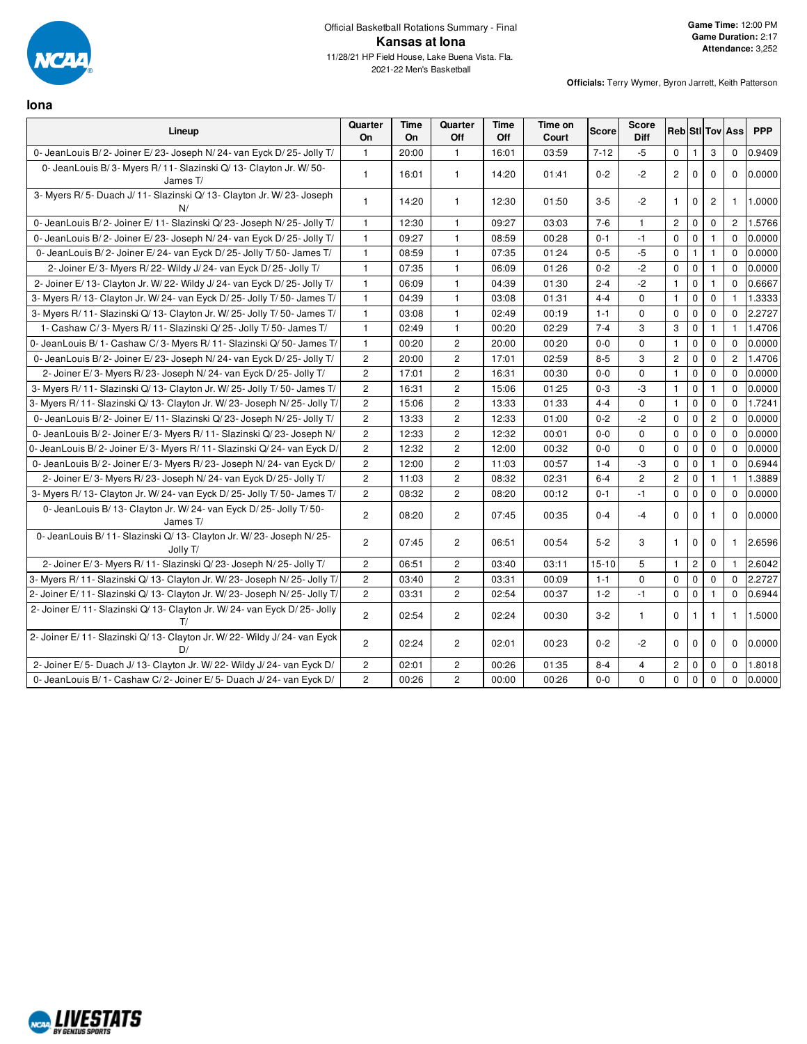Official Basketball Rotations Summary - Final

# Kansas at Iona

11/28/21 HP Field House, Lake Buena Vista. Fla.
2021-22 Men's Basketball

**Game Time:** 12:00 PM
**Game Duration:** 2:17
**Attendance:** 3,252

**Officials:** Terry Wymer, Byron Jarrett, Keith Patterson

## Iona

| Lineup | Quarter On | Time On | Quarter Off | Time Off | Time on Court | Score | Score Diff | Reb | Stl | Tov | Ass | PPP |
|---|---|---|---|---|---|---|---|---|---|---|---|---|
| 0- JeanLouis B/ 2- Joiner E/ 23- Joseph N/ 24- van Eyck D/ 25- Jolly T/ | 1 | 20:00 | 1 | 16:01 | 03:59 | 7-12 | -5 | 0 | 1 | 3 | 0 | 0.9409 |
| 0- JeanLouis B/ 3- Myers R/ 11- Slazinski Q/ 13- Clayton Jr. W/ 50- James T/ | 1 | 16:01 | 1 | 14:20 | 01:41 | 0-2 | -2 | 2 | 0 | 0 | 0 | 0.0000 |
| 3- Myers R/ 5- Duach J/ 11- Slazinski Q/ 13- Clayton Jr. W/ 23- Joseph N/ | 1 | 14:20 | 1 | 12:30 | 01:50 | 3-5 | -2 | 1 | 0 | 2 | 1 | 1.0000 |
| 0- JeanLouis B/ 2- Joiner E/ 11- Slazinski Q/ 23- Joseph N/ 25- Jolly T/ | 1 | 12:30 | 1 | 09:27 | 03:03 | 7-6 | 1 | 2 | 0 | 0 | 2 | 1.5766 |
| 0- JeanLouis B/ 2- Joiner E/ 23- Joseph N/ 24- van Eyck D/ 25- Jolly T/ | 1 | 09:27 | 1 | 08:59 | 00:28 | 0-1 | -1 | 0 | 0 | 1 | 0 | 0.0000 |
| 0- JeanLouis B/ 2- Joiner E/ 24- van Eyck D/ 25- Jolly T/ 50- James T/ | 1 | 08:59 | 1 | 07:35 | 01:24 | 0-5 | -5 | 0 | 1 | 1 | 0 | 0.0000 |
| 2- Joiner E/ 3- Myers R/ 22- Wildy J/ 24- van Eyck D/ 25- Jolly T/ | 1 | 07:35 | 1 | 06:09 | 01:26 | 0-2 | -2 | 0 | 0 | 1 | 0 | 0.0000 |
| 2- Joiner E/ 13- Clayton Jr. W/ 22- Wildy J/ 24- van Eyck D/ 25- Jolly T/ | 1 | 06:09 | 1 | 04:39 | 01:30 | 2-4 | -2 | 1 | 0 | 1 | 0 | 0.6667 |
| 3- Myers R/ 13- Clayton Jr. W/ 24- van Eyck D/ 25- Jolly T/ 50- James T/ | 1 | 04:39 | 1 | 03:08 | 01:31 | 4-4 | 0 | 1 | 0 | 0 | 1 | 1.3333 |
| 3- Myers R/ 11- Slazinski Q/ 13- Clayton Jr. W/ 25- Jolly T/ 50- James T/ | 1 | 03:08 | 1 | 02:49 | 00:19 | 1-1 | 0 | 0 | 0 | 0 | 0 | 2.2727 |
| 1- Cashaw C/ 3- Myers R/ 11- Slazinski Q/ 25- Jolly T/ 50- James T/ | 1 | 02:49 | 1 | 00:20 | 02:29 | 7-4 | 3 | 3 | 0 | 1 | 1 | 1.4706 |
| 0- JeanLouis B/ 1- Cashaw C/ 3- Myers R/ 11- Slazinski Q/ 50- James T/ | 1 | 00:20 | 2 | 20:00 | 00:20 | 0-0 | 0 | 1 | 0 | 0 | 0 | 0.0000 |
| 0- JeanLouis B/ 2- Joiner E/ 23- Joseph N/ 24- van Eyck D/ 25- Jolly T/ | 2 | 20:00 | 2 | 17:01 | 02:59 | 8-5 | 3 | 2 | 0 | 0 | 2 | 1.4706 |
| 2- Joiner E/ 3- Myers R/ 23- Joseph N/ 24- van Eyck D/ 25- Jolly T/ | 2 | 17:01 | 2 | 16:31 | 00:30 | 0-0 | 0 | 1 | 0 | 0 | 0 | 0.0000 |
| 3- Myers R/ 11- Slazinski Q/ 13- Clayton Jr. W/ 25- Jolly T/ 50- James T/ | 2 | 16:31 | 2 | 15:06 | 01:25 | 0-3 | -3 | 1 | 0 | 1 | 0 | 0.0000 |
| 3- Myers R/ 11- Slazinski Q/ 13- Clayton Jr. W/ 23- Joseph N/ 25- Jolly T/ | 2 | 15:06 | 2 | 13:33 | 01:33 | 4-4 | 0 | 1 | 0 | 0 | 0 | 1.7241 |
| 0- JeanLouis B/ 2- Joiner E/ 11- Slazinski Q/ 23- Joseph N/ 25- Jolly T/ | 2 | 13:33 | 2 | 12:33 | 01:00 | 0-2 | -2 | 0 | 0 | 2 | 0 | 0.0000 |
| 0- JeanLouis B/ 2- Joiner E/ 3- Myers R/ 11- Slazinski Q/ 23- Joseph N/ | 2 | 12:33 | 2 | 12:32 | 00:01 | 0-0 | 0 | 0 | 0 | 0 | 0 | 0.0000 |
| 0- JeanLouis B/ 2- Joiner E/ 3- Myers R/ 11- Slazinski Q/ 24- van Eyck D/ | 2 | 12:32 | 2 | 12:00 | 00:32 | 0-0 | 0 | 0 | 0 | 0 | 0 | 0.0000 |
| 0- JeanLouis B/ 2- Joiner E/ 3- Myers R/ 23- Joseph N/ 24- van Eyck D/ | 2 | 12:00 | 2 | 11:03 | 00:57 | 1-4 | -3 | 0 | 0 | 1 | 0 | 0.6944 |
| 2- Joiner E/ 3- Myers R/ 23- Joseph N/ 24- van Eyck D/ 25- Jolly T/ | 2 | 11:03 | 2 | 08:32 | 02:31 | 6-4 | 2 | 2 | 0 | 1 | 1 | 1.3889 |
| 3- Myers R/ 13- Clayton Jr. W/ 24- van Eyck D/ 25- Jolly T/ 50- James T/ | 2 | 08:32 | 2 | 08:20 | 00:12 | 0-1 | -1 | 0 | 0 | 0 | 0 | 0.0000 |
| 0- JeanLouis B/ 13- Clayton Jr. W/ 24- van Eyck D/ 25- Jolly T/ 50- James T/ | 2 | 08:20 | 2 | 07:45 | 00:35 | 0-4 | -4 | 0 | 0 | 1 | 0 | 0.0000 |
| 0- JeanLouis B/ 11- Slazinski Q/ 13- Clayton Jr. W/ 23- Joseph N/ 25- Jolly T/ | 2 | 07:45 | 2 | 06:51 | 00:54 | 5-2 | 3 | 1 | 0 | 0 | 1 | 2.6596 |
| 2- Joiner E/ 3- Myers R/ 11- Slazinski Q/ 23- Joseph N/ 25- Jolly T/ | 2 | 06:51 | 2 | 03:40 | 03:11 | 15-10 | 5 | 1 | 2 | 0 | 1 | 2.6042 |
| 3- Myers R/ 11- Slazinski Q/ 13- Clayton Jr. W/ 23- Joseph N/ 25- Jolly T/ | 2 | 03:40 | 2 | 03:31 | 00:09 | 1-1 | 0 | 0 | 0 | 0 | 0 | 2.2727 |
| 2- Joiner E/ 11- Slazinski Q/ 13- Clayton Jr. W/ 23- Joseph N/ 25- Jolly T/ | 2 | 03:31 | 2 | 02:54 | 00:37 | 1-2 | -1 | 0 | 0 | 1 | 0 | 0.6944 |
| 2- Joiner E/ 11- Slazinski Q/ 13- Clayton Jr. W/ 24- van Eyck D/ 25- Jolly T/ | 2 | 02:54 | 2 | 02:24 | 00:30 | 3-2 | 1 | 0 | 1 | 1 | 1 | 1.5000 |
| 2- Joiner E/ 11- Slazinski Q/ 13- Clayton Jr. W/ 22- Wildy J/ 24- van Eyck D/ | 2 | 02:24 | 2 | 02:01 | 00:23 | 0-2 | -2 | 0 | 0 | 0 | 0 | 0.0000 |
| 2- Joiner E/ 5- Duach J/ 13- Clayton Jr. W/ 22- Wildy J/ 24- van Eyck D/ | 2 | 02:01 | 2 | 00:26 | 01:35 | 8-4 | 4 | 2 | 0 | 0 | 0 | 1.8018 |
| 0- JeanLouis B/ 1- Cashaw C/ 2- Joiner E/ 5- Duach J/ 24- van Eyck D/ | 2 | 00:26 | 2 | 00:00 | 00:26 | 0-0 | 0 | 0 | 0 | 0 | 0 | 0.0000 |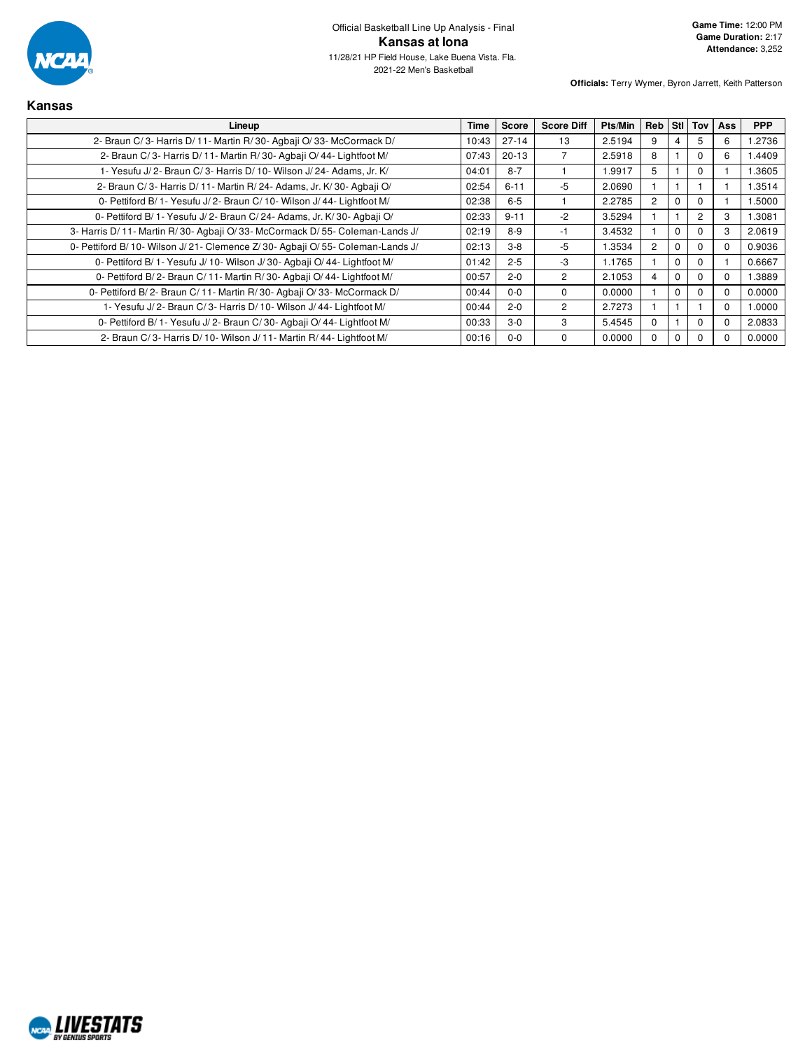Official Basketball Line Up Analysis - Final

# Kansas at Iona

11/28/21 HP Field House, Lake Buena Vista. Fla.
2021-22 Men's Basketball

**Game Time:** 12:00 PM
**Game Duration:** 2:17
**Attendance:** 3,252

**Officials:** Terry Wymer, Byron Jarrett, Keith Patterson

## Kansas

| Lineup | Time | Score | Score Diff | Pts/Min | Reb | Stl | Tov | Ass | PPP |
|---|---|---|---|---|---|---|---|---|---|
| 2- Braun C/ 3- Harris D/ 11- Martin R/ 30- Agbaji O/ 33- McCormack D/ | 10:43 | 27-14 | 13 | 2.5194 | 9 | 4 | 5 | 6 | 1.2736 |
| 2- Braun C/ 3- Harris D/ 11- Martin R/ 30- Agbaji O/ 44- Lightfoot M/ | 07:43 | 20-13 | 7 | 2.5918 | 8 | 1 | 0 | 6 | 1.4409 |
| 1- Yesufu J/ 2- Braun C/ 3- Harris D/ 10- Wilson J/ 24- Adams, Jr. K/ | 04:01 | 8-7 | 1 | 1.9917 | 5 | 1 | 0 | 1 | 1.3605 |
| 2- Braun C/ 3- Harris D/ 11- Martin R/ 24- Adams, Jr. K/ 30- Agbaji O/ | 02:54 | 6-11 | -5 | 2.0690 | 1 | 1 | 1 | 1 | 1.3514 |
| 0- Pettiford B/ 1- Yesufu J/ 2- Braun C/ 10- Wilson J/ 44- Lightfoot M/ | 02:38 | 6-5 | 1 | 2.2785 | 2 | 0 | 0 | 1 | 1.5000 |
| 0- Pettiford B/ 1- Yesufu J/ 2- Braun C/ 24- Adams, Jr. K/ 30- Agbaji O/ | 02:33 | 9-11 | -2 | 3.5294 | 1 | 1 | 2 | 3 | 1.3081 |
| 3- Harris D/ 11- Martin R/ 30- Agbaji O/ 33- McCormack D/ 55- Coleman-Lands J/ | 02:19 | 8-9 | -1 | 3.4532 | 1 | 0 | 0 | 3 | 2.0619 |
| 0- Pettiford B/ 10- Wilson J/ 21- Clemence Z/ 30- Agbaji O/ 55- Coleman-Lands J/ | 02:13 | 3-8 | -5 | 1.3534 | 2 | 0 | 0 | 0 | 0.9036 |
| 0- Pettiford B/ 1- Yesufu J/ 10- Wilson J/ 30- Agbaji O/ 44- Lightfoot M/ | 01:42 | 2-5 | -3 | 1.1765 | 1 | 0 | 0 | 1 | 0.6667 |
| 0- Pettiford B/ 2- Braun C/ 11- Martin R/ 30- Agbaji O/ 44- Lightfoot M/ | 00:57 | 2-0 | 2 | 2.1053 | 4 | 0 | 0 | 0 | 1.3889 |
| 0- Pettiford B/ 2- Braun C/ 11- Martin R/ 30- Agbaji O/ 33- McCormack D/ | 00:44 | 0-0 | 0 | 0.0000 | 1 | 0 | 0 | 0 | 0.0000 |
| 1- Yesufu J/ 2- Braun C/ 3- Harris D/ 10- Wilson J/ 44- Lightfoot M/ | 00:44 | 2-0 | 2 | 2.7273 | 1 | 1 | 1 | 0 | 1.0000 |
| 0- Pettiford B/ 1- Yesufu J/ 2- Braun C/ 30- Agbaji O/ 44- Lightfoot M/ | 00:33 | 3-0 | 3 | 5.4545 | 0 | 1 | 0 | 0 | 2.0833 |
| 2- Braun C/ 3- Harris D/ 10- Wilson J/ 11- Martin R/ 44- Lightfoot M/ | 00:16 | 0-0 | 0 | 0.0000 | 0 | 0 | 0 | 0 | 0.0000 |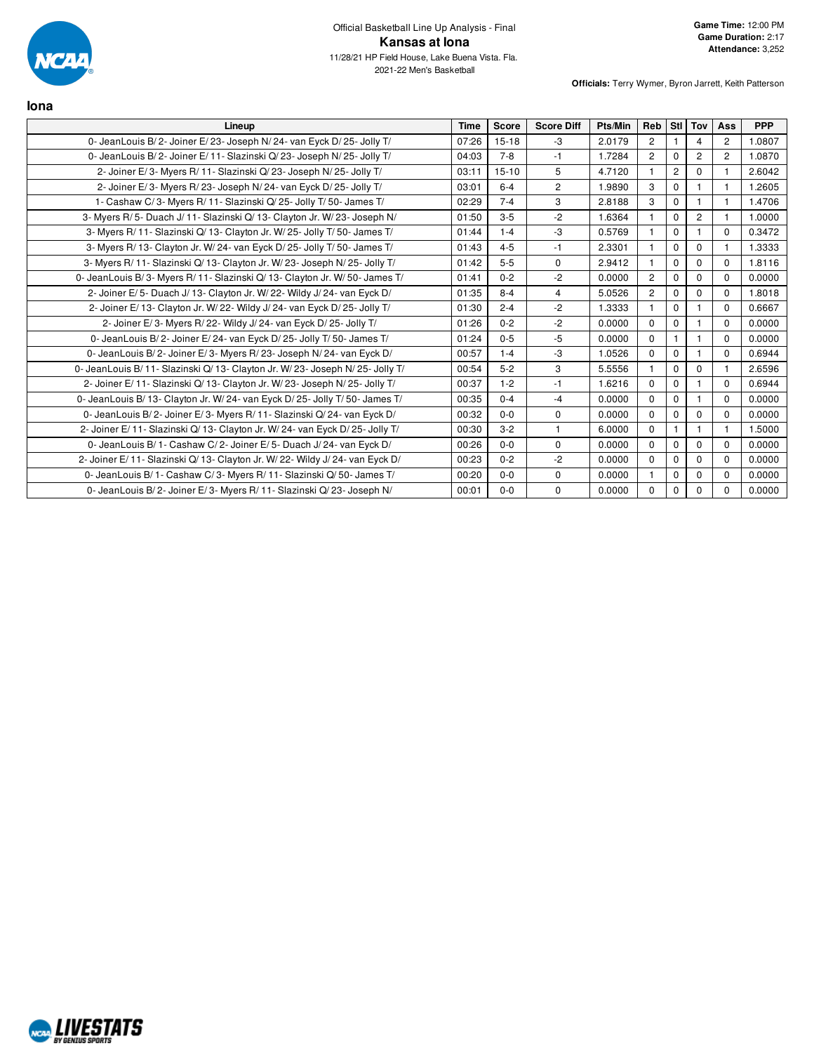Official Basketball Line Up Analysis - Final

# Kansas at Iona

11/28/21 HP Field House, Lake Buena Vista. Fla.
2021-22 Men's Basketball

**Game Time:** 12:00 PM
**Game Duration:** 2:17
**Attendance:** 3,252

**Officials:** Terry Wymer, Byron Jarrett, Keith Patterson

## Iona

| Lineup | Time | Score | Score Diff | Pts/Min | Reb | Stl | Tov | Ass | PPP |
|---|---|---|---|---|---|---|---|---|---|
| 0- JeanLouis B/ 2- Joiner E/ 23- Joseph N/ 24- van Eyck D/ 25- Jolly T/ | 07:26 | 15-18 | -3 | 2.0179 | 2 | 1 | 4 | 2 | 1.0807 |
| 0- JeanLouis B/ 2- Joiner E/ 11- Slazinski Q/ 23- Joseph N/ 25- Jolly T/ | 04:03 | 7-8 | -1 | 1.7284 | 2 | 0 | 2 | 2 | 1.0870 |
| 2- Joiner E/ 3- Myers R/ 11- Slazinski Q/ 23- Joseph N/ 25- Jolly T/ | 03:11 | 15-10 | 5 | 4.7120 | 1 | 2 | 0 | 1 | 2.6042 |
| 2- Joiner E/ 3- Myers R/ 23- Joseph N/ 24- van Eyck D/ 25- Jolly T/ | 03:01 | 6-4 | 2 | 1.9890 | 3 | 0 | 1 | 1 | 1.2605 |
| 1- Cashaw C/ 3- Myers R/ 11- Slazinski Q/ 25- Jolly T/ 50- James T/ | 02:29 | 7-4 | 3 | 2.8188 | 3 | 0 | 1 | 1 | 1.4706 |
| 3- Myers R/ 5- Duach J/ 11- Slazinski Q/ 13- Clayton Jr. W/ 23- Joseph N/ | 01:50 | 3-5 | -2 | 1.6364 | 1 | 0 | 2 | 1 | 1.0000 |
| 3- Myers R/ 11- Slazinski Q/ 13- Clayton Jr. W/ 25- Jolly T/ 50- James T/ | 01:44 | 1-4 | -3 | 0.5769 | 1 | 0 | 1 | 0 | 0.3472 |
| 3- Myers R/ 13- Clayton Jr. W/ 24- van Eyck D/ 25- Jolly T/ 50- James T/ | 01:43 | 4-5 | -1 | 2.3301 | 1 | 0 | 0 | 1 | 1.3333 |
| 3- Myers R/ 11- Slazinski Q/ 13- Clayton Jr. W/ 23- Joseph N/ 25- Jolly T/ | 01:42 | 5-5 | 0 | 2.9412 | 1 | 0 | 0 | 0 | 1.8116 |
| 0- JeanLouis B/ 3- Myers R/ 11- Slazinski Q/ 13- Clayton Jr. W/ 50- James T/ | 01:41 | 0-2 | -2 | 0.0000 | 2 | 0 | 0 | 0 | 0.0000 |
| 2- Joiner E/ 5- Duach J/ 13- Clayton Jr. W/ 22- Wildy J/ 24- van Eyck D/ | 01:35 | 8-4 | 4 | 5.0526 | 2 | 0 | 0 | 0 | 1.8018 |
| 2- Joiner E/ 13- Clayton Jr. W/ 22- Wildy J/ 24- van Eyck D/ 25- Jolly T/ | 01:30 | 2-4 | -2 | 1.3333 | 1 | 0 | 1 | 0 | 0.6667 |
| 2- Joiner E/ 3- Myers R/ 22- Wildy J/ 24- van Eyck D/ 25- Jolly T/ | 01:26 | 0-2 | -2 | 0.0000 | 0 | 0 | 1 | 0 | 0.0000 |
| 0- JeanLouis B/ 2- Joiner E/ 24- van Eyck D/ 25- Jolly T/ 50- James T/ | 01:24 | 0-5 | -5 | 0.0000 | 0 | 1 | 1 | 0 | 0.0000 |
| 0- JeanLouis B/ 2- Joiner E/ 3- Myers R/ 23- Joseph N/ 24- van Eyck D/ | 00:57 | 1-4 | -3 | 1.0526 | 0 | 0 | 1 | 0 | 0.6944 |
| 0- JeanLouis B/ 11- Slazinski Q/ 13- Clayton Jr. W/ 23- Joseph N/ 25- Jolly T/ | 00:54 | 5-2 | 3 | 5.5556 | 1 | 0 | 0 | 1 | 2.6596 |
| 2- Joiner E/ 11- Slazinski Q/ 13- Clayton Jr. W/ 23- Joseph N/ 25- Jolly T/ | 00:37 | 1-2 | -1 | 1.6216 | 0 | 0 | 1 | 0 | 0.6944 |
| 0- JeanLouis B/ 13- Clayton Jr. W/ 24- van Eyck D/ 25- Jolly T/ 50- James T/ | 00:35 | 0-4 | -4 | 0.0000 | 0 | 0 | 1 | 0 | 0.0000 |
| 0- JeanLouis B/ 2- Joiner E/ 3- Myers R/ 11- Slazinski Q/ 24- van Eyck D/ | 00:32 | 0-0 | 0 | 0.0000 | 0 | 0 | 0 | 0 | 0.0000 |
| 2- Joiner E/ 11- Slazinski Q/ 13- Clayton Jr. W/ 24- van Eyck D/ 25- Jolly T/ | 00:30 | 3-2 | 1 | 6.0000 | 0 | 1 | 1 | 1 | 1.5000 |
| 0- JeanLouis B/ 1- Cashaw C/ 2- Joiner E/ 5- Duach J/ 24- van Eyck D/ | 00:26 | 0-0 | 0 | 0.0000 | 0 | 0 | 0 | 0 | 0.0000 |
| 2- Joiner E/ 11- Slazinski Q/ 13- Clayton Jr. W/ 22- Wildy J/ 24- van Eyck D/ | 00:23 | 0-2 | -2 | 0.0000 | 0 | 0 | 0 | 0 | 0.0000 |
| 0- JeanLouis B/ 1- Cashaw C/ 3- Myers R/ 11- Slazinski Q/ 50- James T/ | 00:20 | 0-0 | 0 | 0.0000 | 1 | 0 | 0 | 0 | 0.0000 |
| 0- JeanLouis B/ 2- Joiner E/ 3- Myers R/ 11- Slazinski Q/ 23- Joseph N/ | 00:01 | 0-0 | 0 | 0.0000 | 0 | 0 | 0 | 0 | 0.0000 |